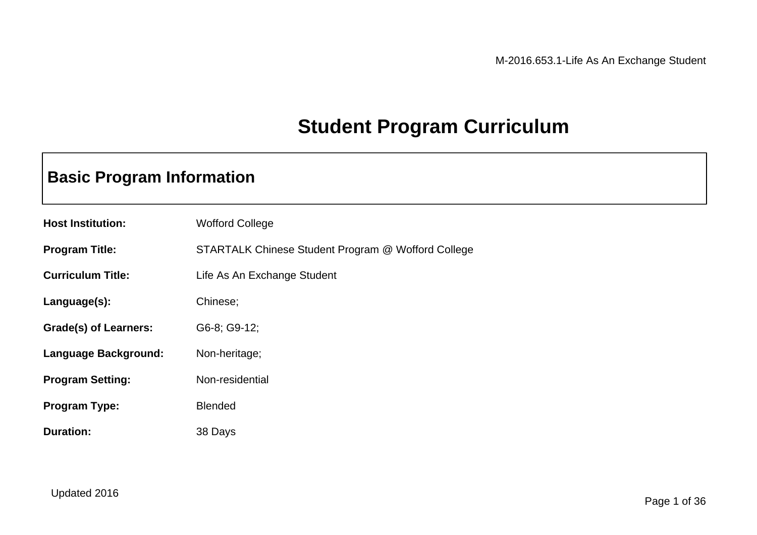# Student Program Curriculum

## Basic Program Information

**Host Institution:** Wofford College

**Program Title:** STARTALK Chinese Student Program @ Wofford College

**Curriculum Title:** Life As An Exchange Student

**Language(s):** Chinese;

**Grade(s) of Learners:** G6-8; G9-12;

**Language Background:** Non-heritage;

**Program Setting:** Non-residential

**Program Type:** Blended

**Duration:** 38 Days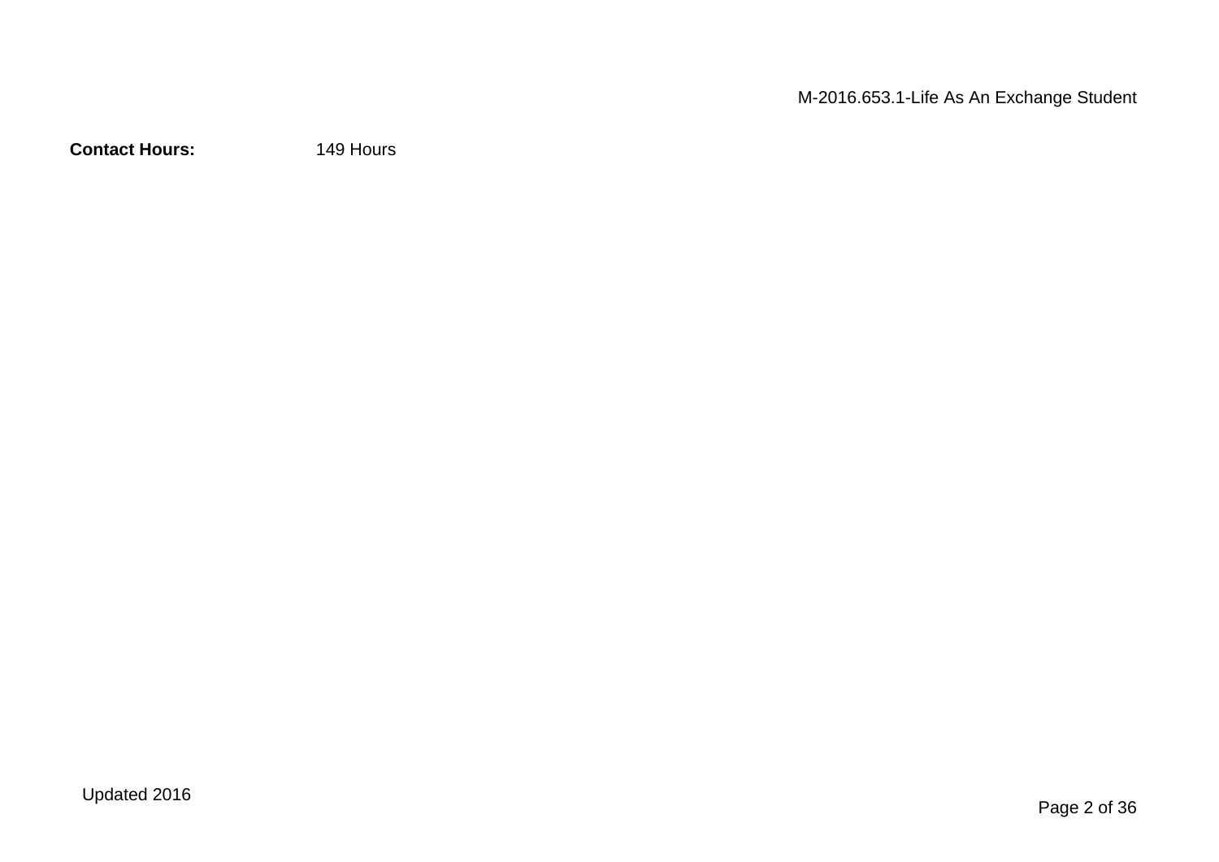**Contact Hours:** 149 Hours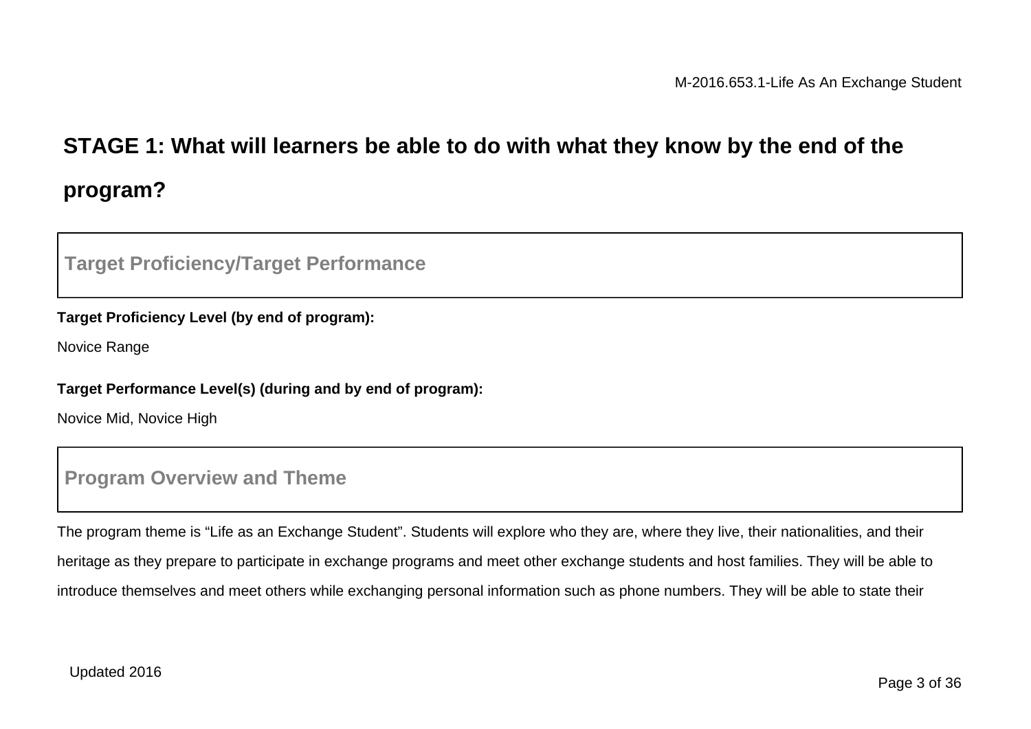## STAGE 1: What will learners be able to do with what they know by the end of the program?

### Target Proficiency/Target Performance

**Target Proficiency Level (by end of program):**

Novice Range

**Target Performance Level(s) (during and by end of program):**

Novice Mid, Novice High

### Program Overview and Theme

The program theme is “Life as an Exchange Student”. Students will explore who they are, where they live, their nationalities, and their heritage as they prepare to participate in exchange programs and meet other exchange students and host families. They will be able to introduce themselves and meet others while exchanging personal information such as phone numbers. They will be able to state their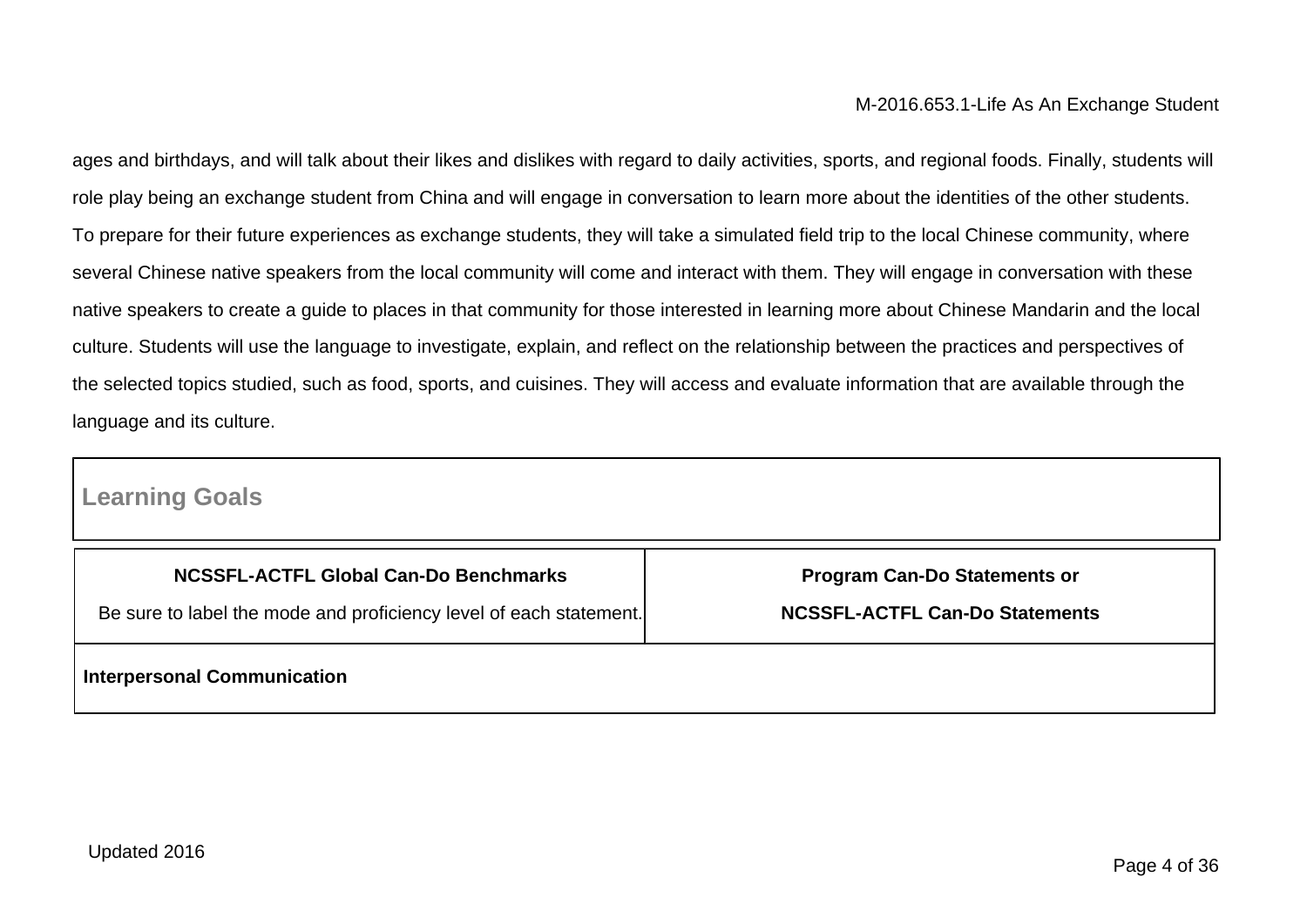ages and birthdays, and will talk about their likes and dislikes with regard to daily activities, sports, and regional foods. Finally, students will role play being an exchange student from China and will engage in conversation to learn more about the identities of the other students. To prepare for their future experiences as exchange students, they will take a simulated field trip to the local Chinese community, where several Chinese native speakers from the local community will come and interact with them. They will engage in conversation with these native speakers to create a guide to places in that community for those interested in learning more about Chinese Mandarin and the local culture. Students will use the language to investigate, explain, and reflect on the relationship between the practices and perspectives of the selected topics studied, such as food, sports, and cuisines. They will access and evaluate information that are available through the language and its culture.

## Learning Goals

| **NCSSFL-ACTFL Global Can-Do Benchmarks**<br>Be sure to label the mode and proficiency level of each statement. | **Program Can-Do Statements or**<br>**NCSSFL-ACTFL Can-Do Statements** |
|---|---|
| **Interpersonal Communication** | |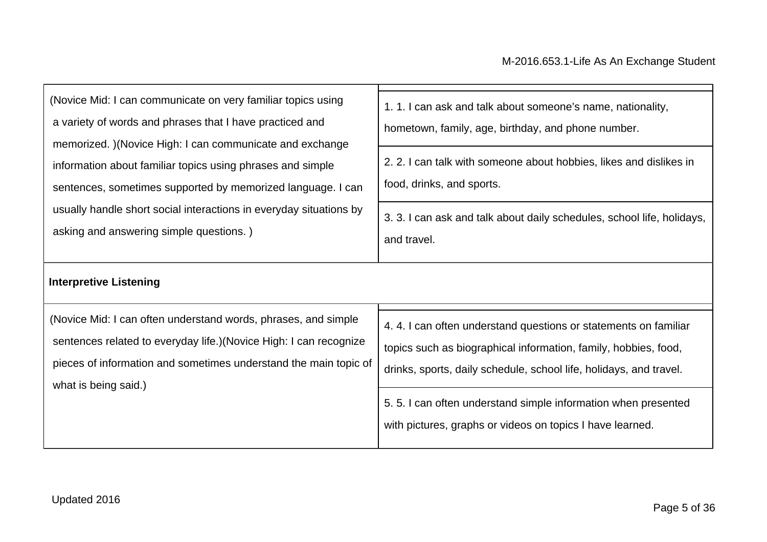| | |
|---|---|
| (Novice Mid: I can communicate on very familiar topics using a variety of words and phrases that I have practiced and memorized. )(Novice High: I can communicate and exchange information about familiar topics using phrases and simple sentences, sometimes supported by memorized language. I can usually handle short social interactions in everyday situations by asking and answering simple questions. ) | 1. 1. I can ask and talk about someone's name, nationality, hometown, family, age, birthday, and phone number. |
| | 2. 2. I can talk with someone about hobbies, likes and dislikes in food, drinks, and sports. |
| | 3. 3. I can ask and talk about daily schedules, school life, holidays, and travel. |
| **Interpretive Listening** | |
| (Novice Mid: I can often understand words, phrases, and simple sentences related to everyday life.)(Novice High: I can recognize pieces of information and sometimes understand the main topic of what is being said.) | 4. 4. I can often understand questions or statements on familiar topics such as biographical information, family, hobbies, food, drinks, sports, daily schedule, school life, holidays, and travel. |
| | 5. 5. I can often understand simple information when presented with pictures, graphs or videos on topics I have learned. |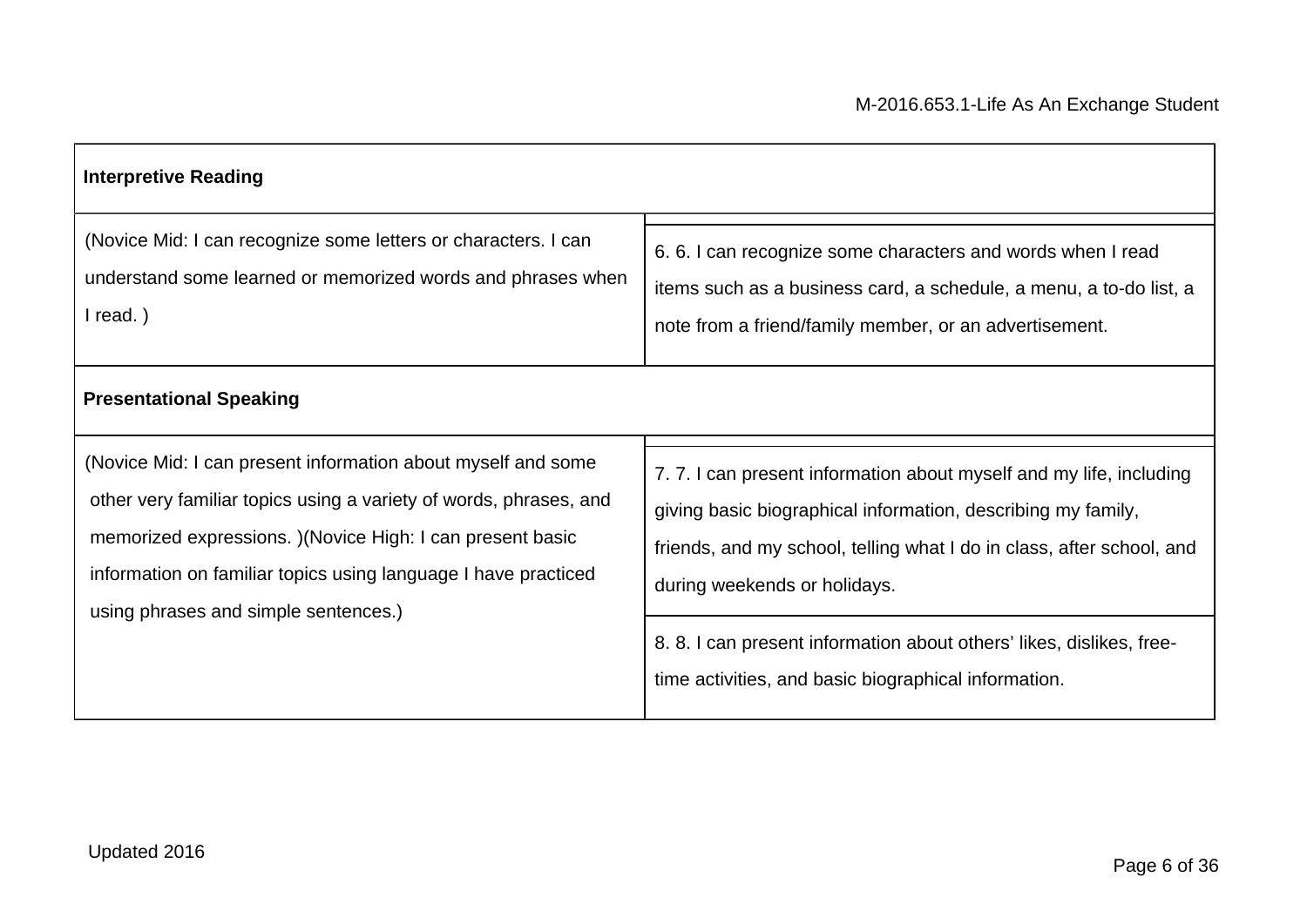| Interpretive Reading | |
|---|---|
| (Novice Mid: I can recognize some letters or characters. I can understand some learned or memorized words and phrases when I read. ) | 6. 6. I can recognize some characters and words when I read items such as a business card, a schedule, a menu, a to-do list, a note from a friend/family member, or an advertisement. |

| Presentational Speaking | |
|---|---|
| (Novice Mid: I can present information about myself and some other very familiar topics using a variety of words, phrases, and memorized expressions. )(Novice High: I can present basic information on familiar topics using language I have practiced using phrases and simple sentences.) | 7. 7. I can present information about myself and my life, including giving basic biographical information, describing my family, friends, and my school, telling what I do in class, after school, and during weekends or holidays. |
| | 8. 8. I can present information about others' likes, dislikes, free-time activities, and basic biographical information. |

Updated 2016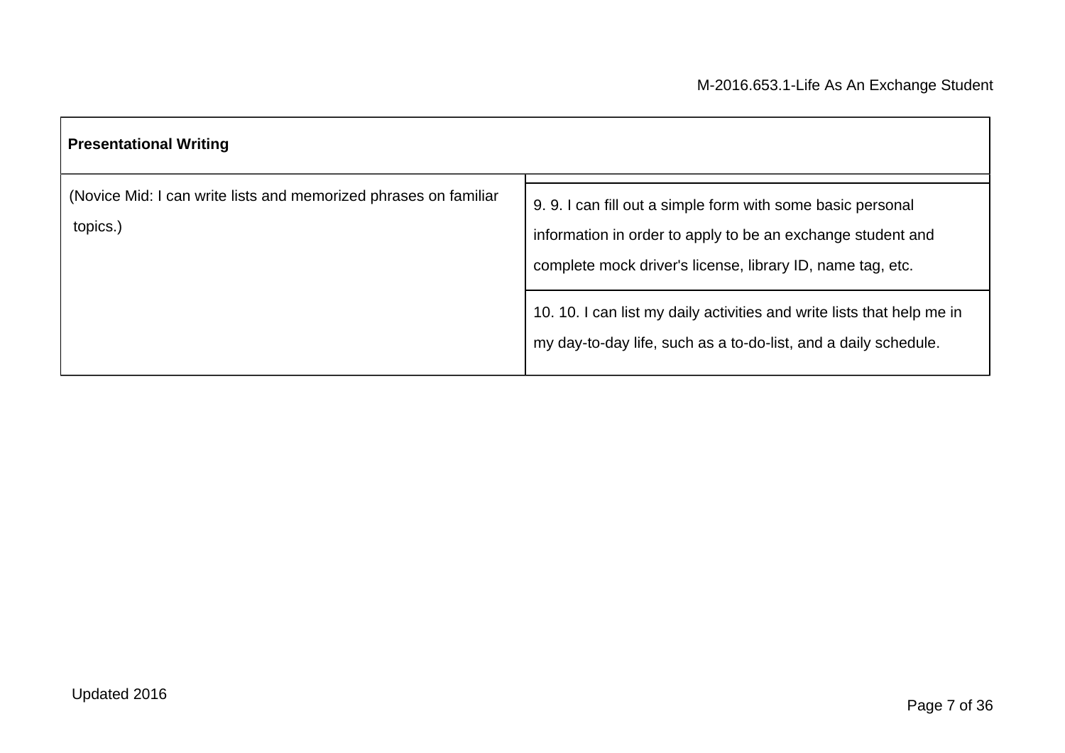| Presentational Writing | |
|---|---|
| (Novice Mid: I can write lists and memorized phrases on familiar topics.) | 9. 9. I can fill out a simple form with some basic personal information in order to apply to be an exchange student and complete mock driver's license, library ID, name tag, etc. |
| | 10. 10. I can list my daily activities and write lists that help me in my day-to-day life, such as a to-do-list, and a daily schedule. |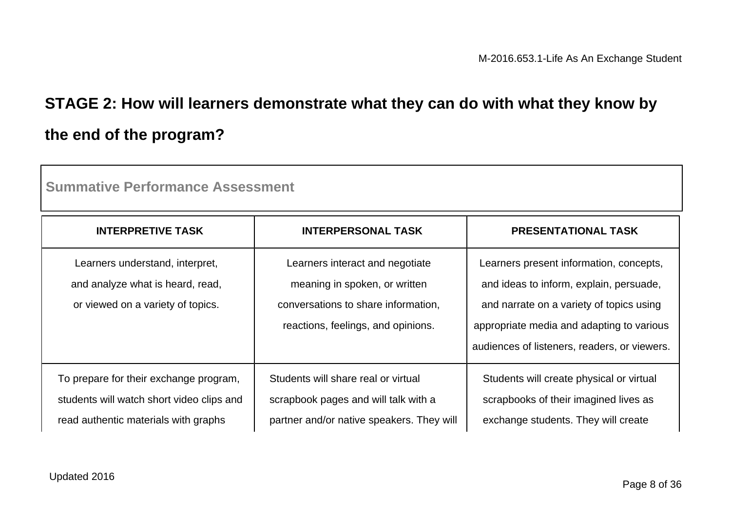## STAGE 2: How will learners demonstrate what they can do with what they know by the end of the program?

**Summative Performance Assessment**

| INTERPRETIVE TASK | INTERPERSONAL TASK | PRESENTATIONAL TASK |
|---|---|---|
| Learners understand, interpret, and analyze what is heard, read, or viewed on a variety of topics. | Learners interact and negotiate meaning in spoken, or written conversations to share information, reactions, feelings, and opinions. | Learners present information, concepts, and ideas to inform, explain, persuade, and narrate on a variety of topics using appropriate media and adapting to various audiences of listeners, readers, or viewers. |
| To prepare for their exchange program, students will watch short video clips and read authentic materials with graphs | Students will share real or virtual scrapbook pages and will talk with a partner and/or native speakers. They will | Students will create physical or virtual scrapbooks of their imagined lives as exchange students. They will create |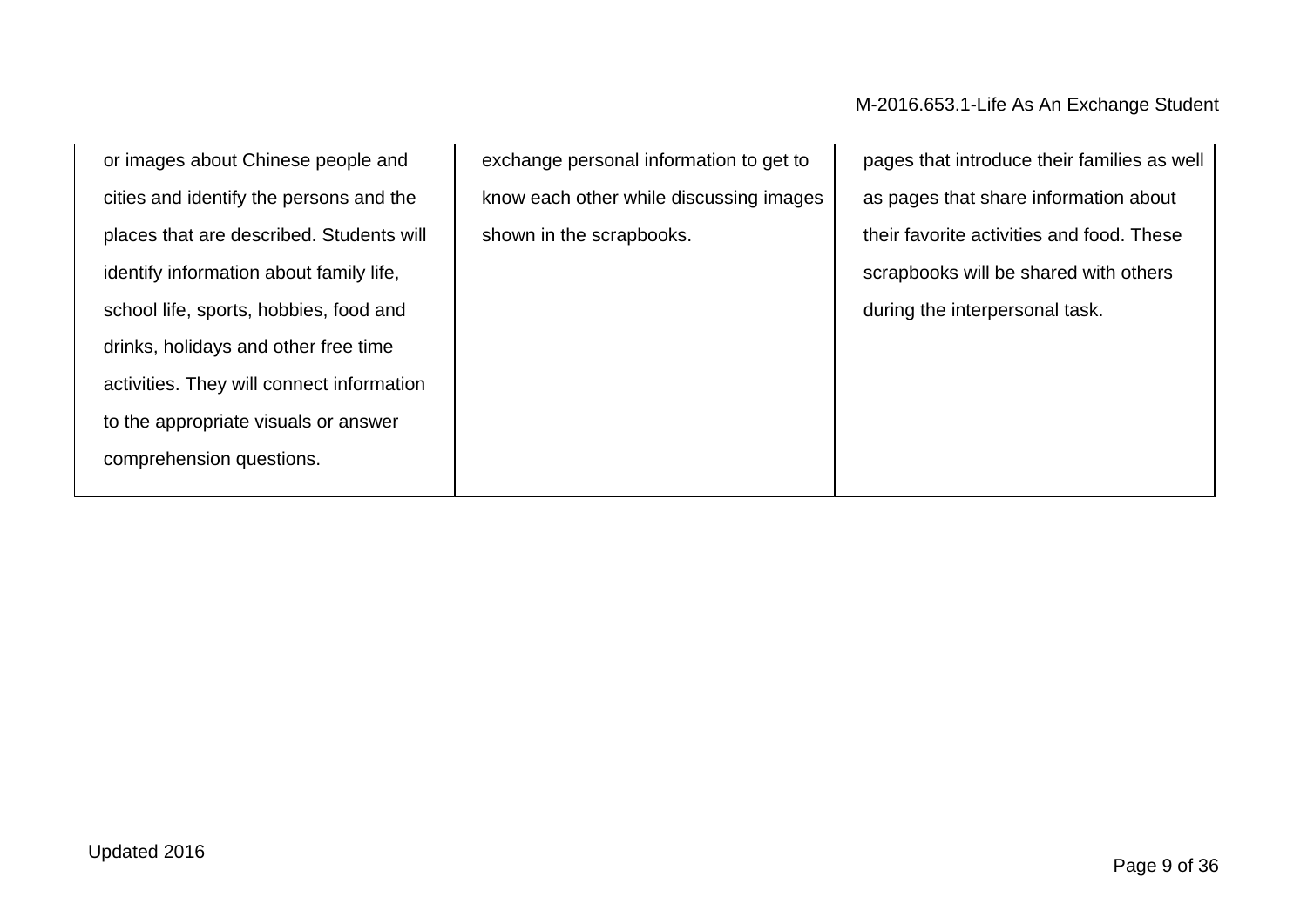| | | |
|---|---|---|
| or images about Chinese people and cities and identify the persons and the places that are described. Students will identify information about family life, school life, sports, hobbies, food and drinks, holidays and other free time activities. They will connect information to the appropriate visuals or answer comprehension questions. | exchange personal information to get to know each other while discussing images shown in the scrapbooks. | pages that introduce their families as well as pages that share information about their favorite activities and food. These scrapbooks will be shared with others during the interpersonal task. |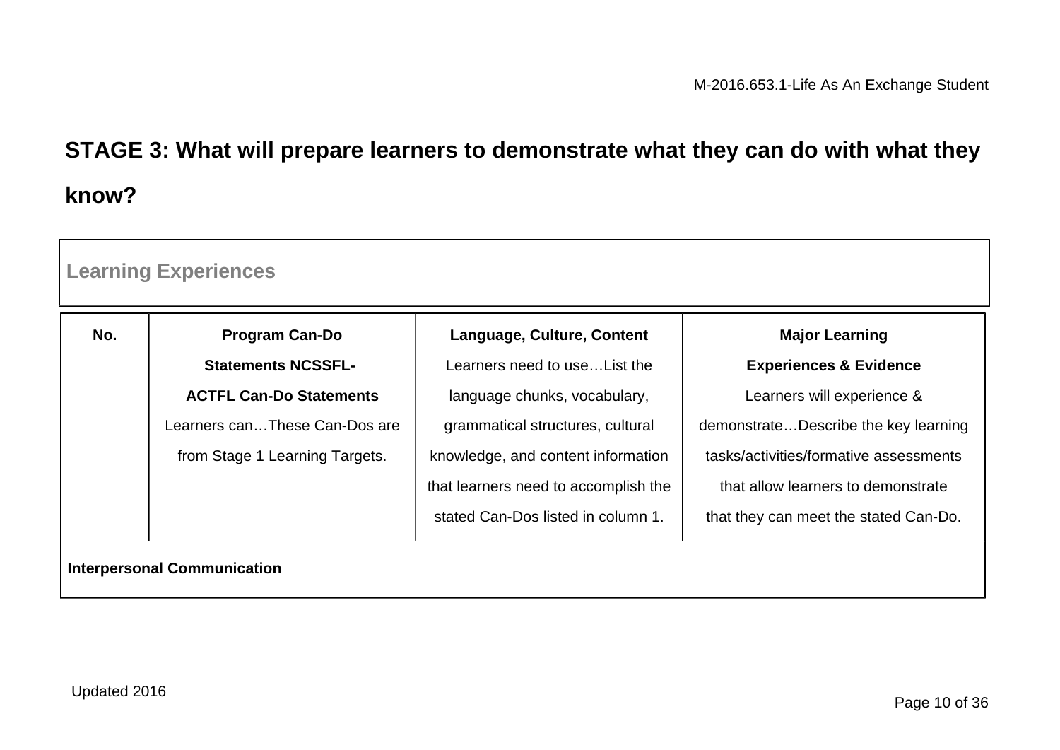## STAGE 3: What will prepare learners to demonstrate what they can do with what they know?

### Learning Experiences

| No. | **Program Can-Do Statements NCSSFL-ACTFL Can-Do Statements** Learners can…These Can-Dos are from Stage 1 Learning Targets. | **Language, Culture, Content** Learners need to use…List the language chunks, vocabulary, grammatical structures, cultural knowledge, and content information that learners need to accomplish the stated Can-Dos listed in column 1. | **Major Learning Experiences & Evidence** Learners will experience & demonstrate…Describe the key learning tasks/activities/formative assessments that allow learners to demonstrate that they can meet the stated Can-Do. |
|---|---|---|---|
| **Interpersonal Communication** | | | |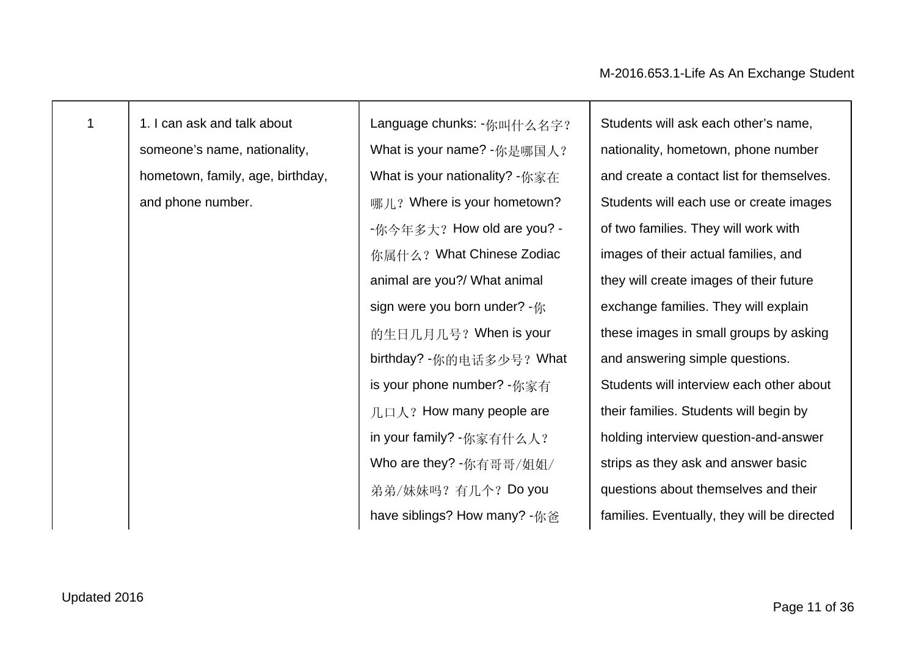| 1 | 1. I can ask and talk about someone's name, nationality, hometown, family, age, birthday, and phone number. | Language chunks: -你叫什么名字？What is your name? -你是哪国人？What is your nationality? -你家在哪儿？Where is your hometown? -你今年多大？How old are you? -你属什么？What Chinese Zodiac animal are you?/ What animal sign were you born under? -你的生日几月几号？When is your birthday? -你的电话多少号？What is your phone number? -你家有几口人？How many people are in your family? -你家有什么人？Who are they? -你有哥哥/姐姐/弟弟/妹妹吗？有几个？Do you have siblings? How many? -你爸 | Students will ask each other's name, nationality, hometown, phone number and create a contact list for themselves. Students will each use or create images of two families. They will work with images of their actual families, and they will create images of their future exchange families. They will explain these images in small groups by asking and answering simple questions. Students will interview each other about their families. Students will begin by holding interview question-and-answer strips as they ask and answer basic questions about themselves and their families. Eventually, they will be directed |
|---|---|---|---|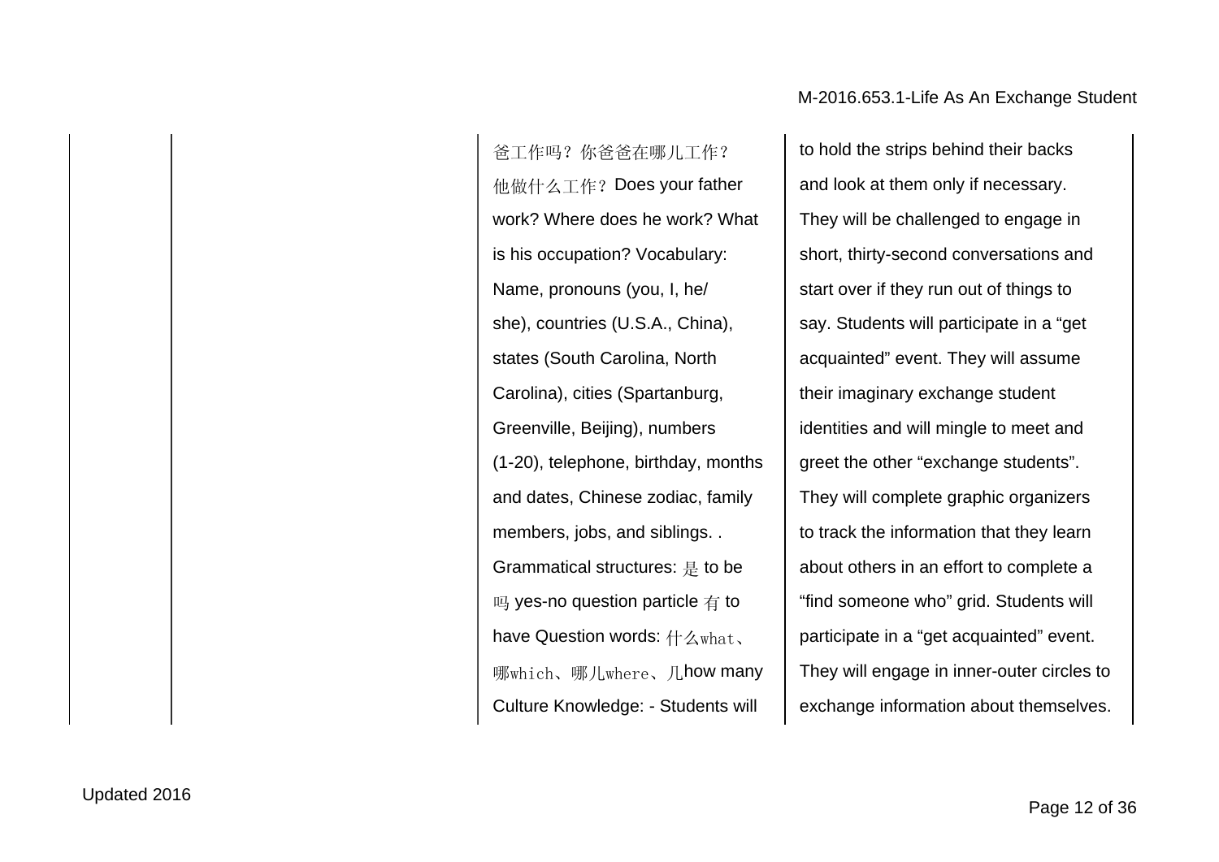|  |  |  |  |
|---|---|---|---|
|  |  | 爸工作吗？你爸爸在哪儿工作？他做什么工作？Does your father work? Where does he work? What is his occupation? Vocabulary: Name, pronouns (you, I, he/ she), countries (U.S.A., China), states (South Carolina, North Carolina), cities (Spartanburg, Greenville, Beijing), numbers (1-20), telephone, birthday, months and dates, Chinese zodiac, family members, jobs, and siblings. . Grammatical structures: 是 to be 吗 yes-no question particle 有 to have Question words: 什么what、哪which、哪儿where、几how many Culture Knowledge: - Students will | to hold the strips behind their backs and look at them only if necessary. They will be challenged to engage in short, thirty-second conversations and start over if they run out of things to say. Students will participate in a “get acquainted” event. They will assume their imaginary exchange student identities and will mingle to meet and greet the other “exchange students”. They will complete graphic organizers to track the information that they learn about others in an effort to complete a “find someone who” grid. Students will participate in a “get acquainted” event. They will engage in inner-outer circles to exchange information about themselves. |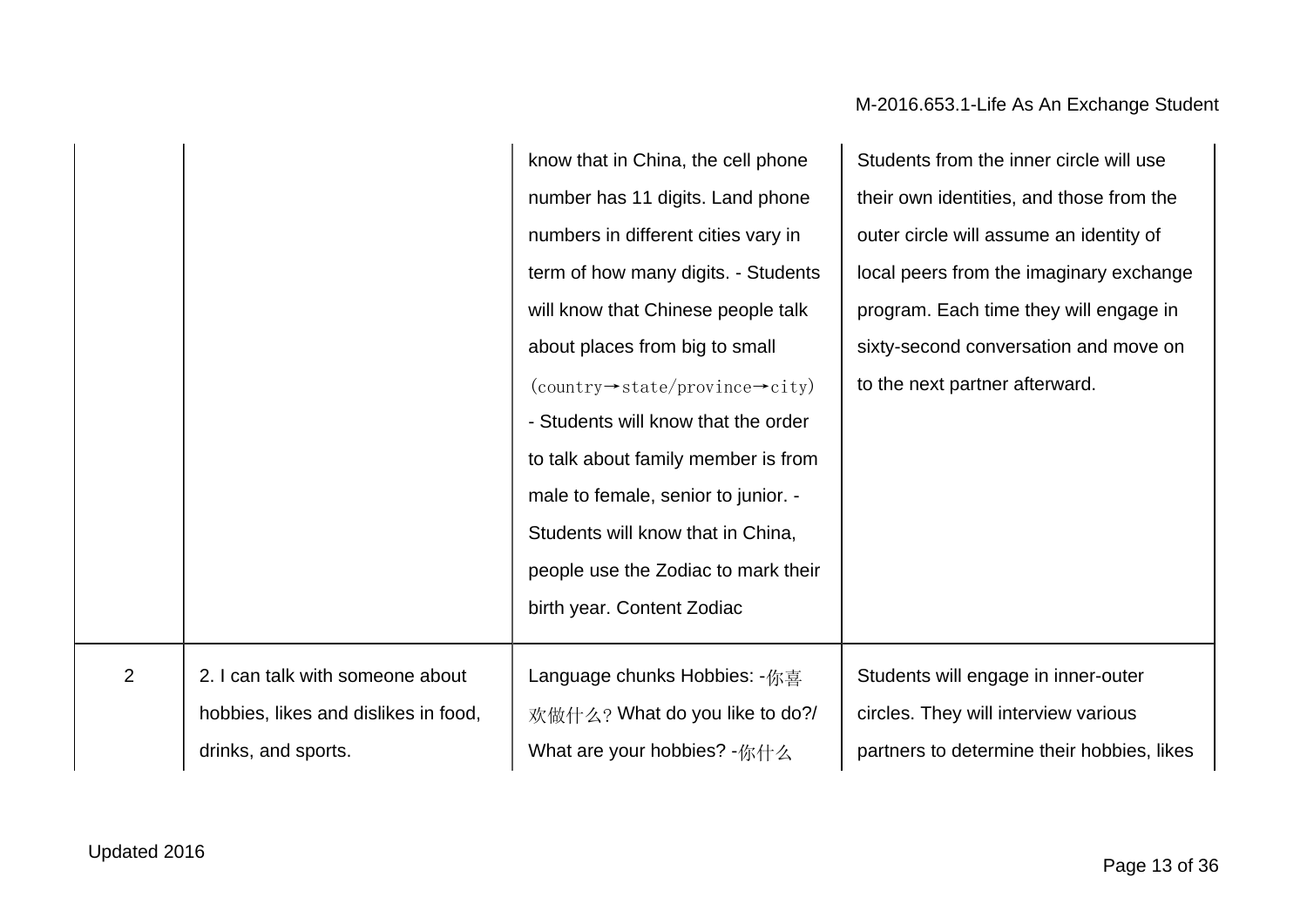| | | | |
|---|---|---|---|
| | | know that in China, the cell phone number has 11 digits. Land phone numbers in different cities vary in term of how many digits. - Students will know that Chinese people talk about places from big to small (country→state/province→city) - Students will know that the order to talk about family member is from male to female, senior to junior. - Students will know that in China, people use the Zodiac to mark their birth year. Content Zodiac | Students from the inner circle will use their own identities, and those from the outer circle will assume an identity of local peers from the imaginary exchange program. Each time they will engage in sixty-second conversation and move on to the next partner afterward. |
| 2 | 2. I can talk with someone about hobbies, likes and dislikes in food, drinks, and sports. | Language chunks Hobbies: -你喜欢做什么? What do you like to do?/ What are your hobbies? -你什么 | Students will engage in inner-outer circles. They will interview various partners to determine their hobbies, likes |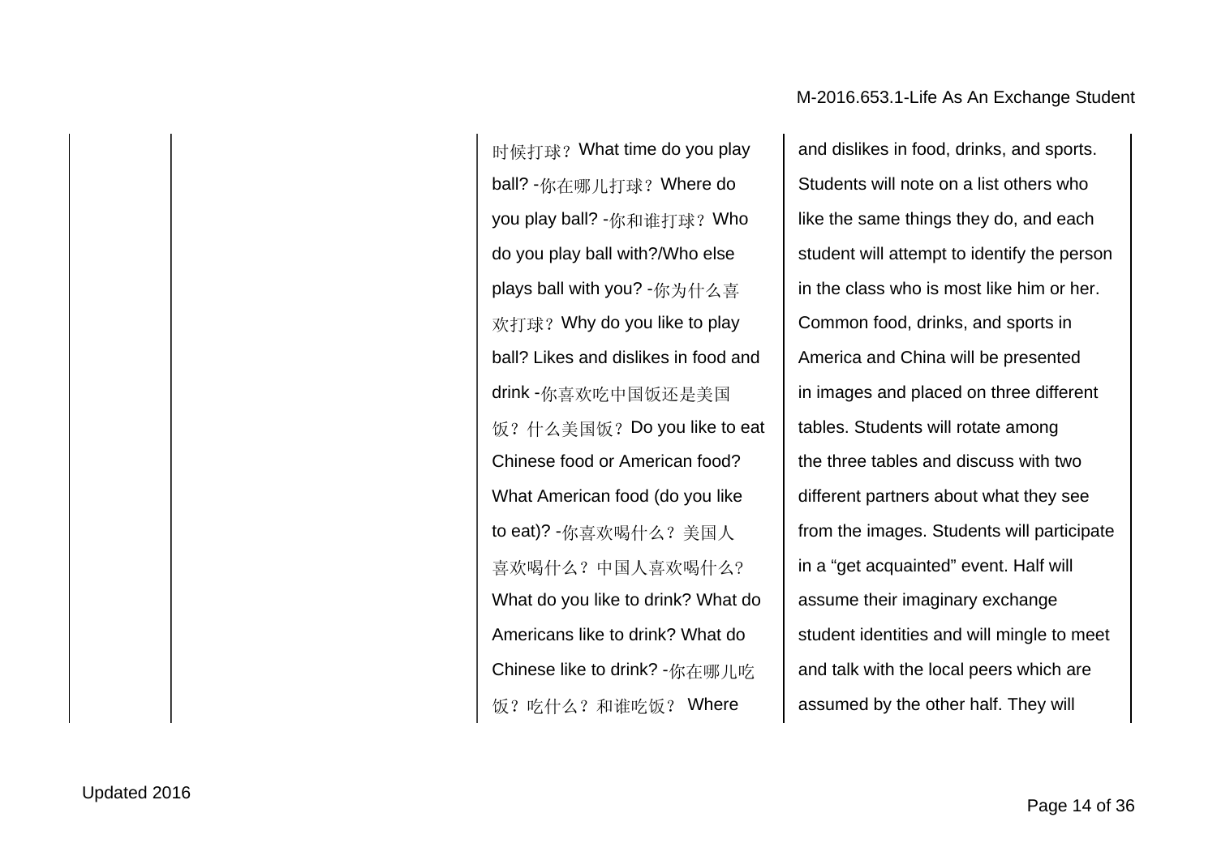| | | | |
|---|---|---|---|
| | | 时候打球？What time do you play ball? -你在哪儿打球？Where do you play ball? -你和谁打球？Who do you play ball with?/Who else plays ball with you? -你为什么喜欢打球？Why do you like to play ball? Likes and dislikes in food and drink -你喜欢吃中国饭还是美国饭？什么美国饭？Do you like to eat Chinese food or American food? What American food (do you like to eat)? -你喜欢喝什么？美国人喜欢喝什么？中国人喜欢喝什么？What do you like to drink? What do Americans like to drink? What do Chinese like to drink? -你在哪儿吃饭？吃什么？和谁吃饭？ Where | and dislikes in food, drinks, and sports. Students will note on a list others who like the same things they do, and each student will attempt to identify the person in the class who is most like him or her. Common food, drinks, and sports in America and China will be presented in images and placed on three different tables. Students will rotate among the three tables and discuss with two different partners about what they see from the images. Students will participate in a “get acquainted” event. Half will assume their imaginary exchange student identities and will mingle to meet and talk with the local peers which are assumed by the other half. They will |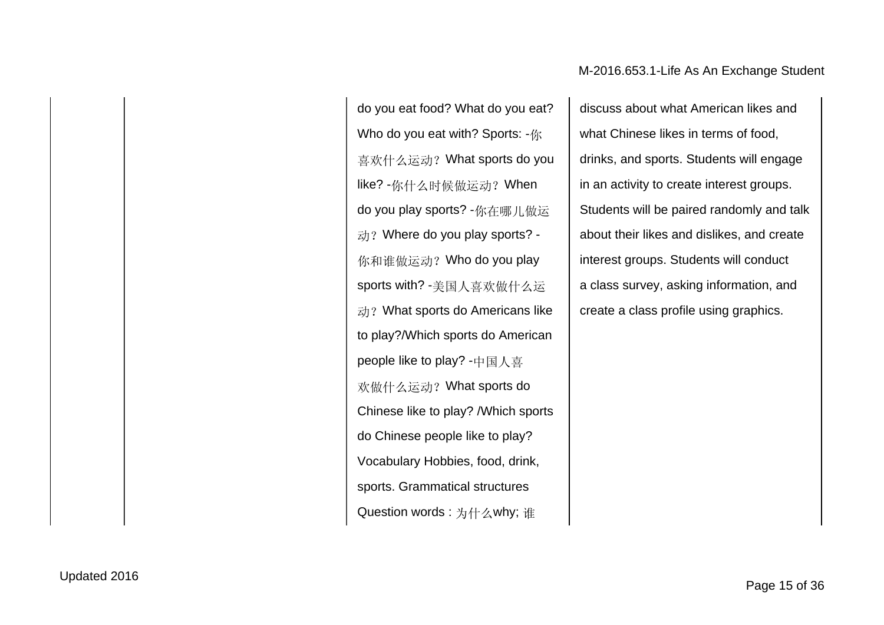| | | | |
|---|---|---|---|
| | | do you eat food? What do you eat? Who do you eat with? Sports: -你喜欢什么运动？What sports do you like? -你什么时候做运动？When do you play sports? -你在哪儿做运动？Where do you play sports? -你和谁做运动？Who do you play sports with? -美国人喜欢做什么运动？What sports do Americans like to play?/Which sports do American people like to play? -中国人喜欢做什么运动？What sports do Chinese like to play? /Which sports do Chinese people like to play? Vocabulary Hobbies, food, drink, sports. Grammatical structures Question words : 为什么why; 谁 | discuss about what American likes and what Chinese likes in terms of food, drinks, and sports. Students will engage in an activity to create interest groups. Students will be paired randomly and talk about their likes and dislikes, and create interest groups. Students will conduct a class survey, asking information, and create a class profile using graphics. |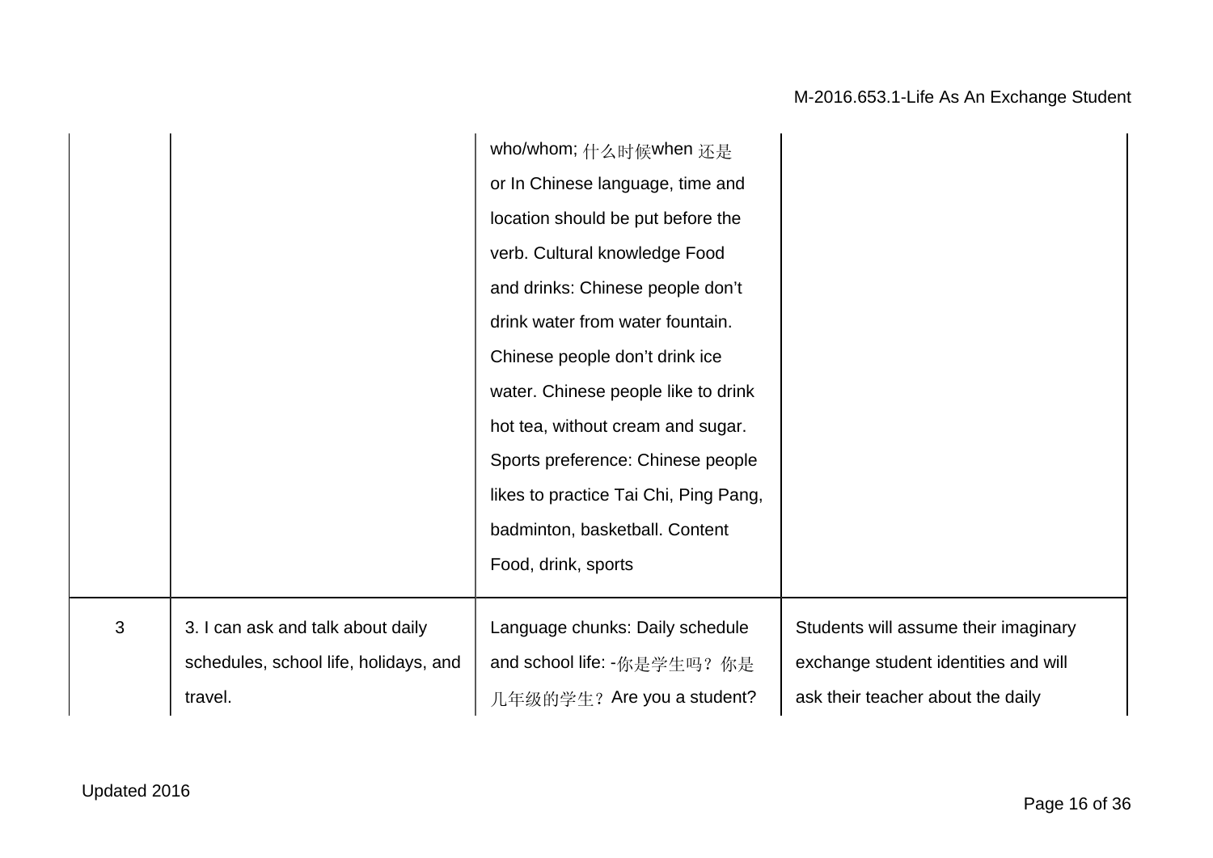|  |  |  |  |
|---|---|---|---|
|  |  | who/whom; 什么时候when 还是 or In Chinese language, time and location should be put before the verb. Cultural knowledge Food and drinks: Chinese people don't drink water from water fountain. Chinese people don't drink ice water. Chinese people like to drink hot tea, without cream and sugar. Sports preference: Chinese people likes to practice Tai Chi, Ping Pang, badminton, basketball. Content Food, drink, sports |  |
| 3 | 3. I can ask and talk about daily schedules, school life, holidays, and travel. | Language chunks: Daily schedule and school life: -你是学生吗？你是几年级的学生？Are you a student? | Students will assume their imaginary exchange student identities and will ask their teacher about the daily |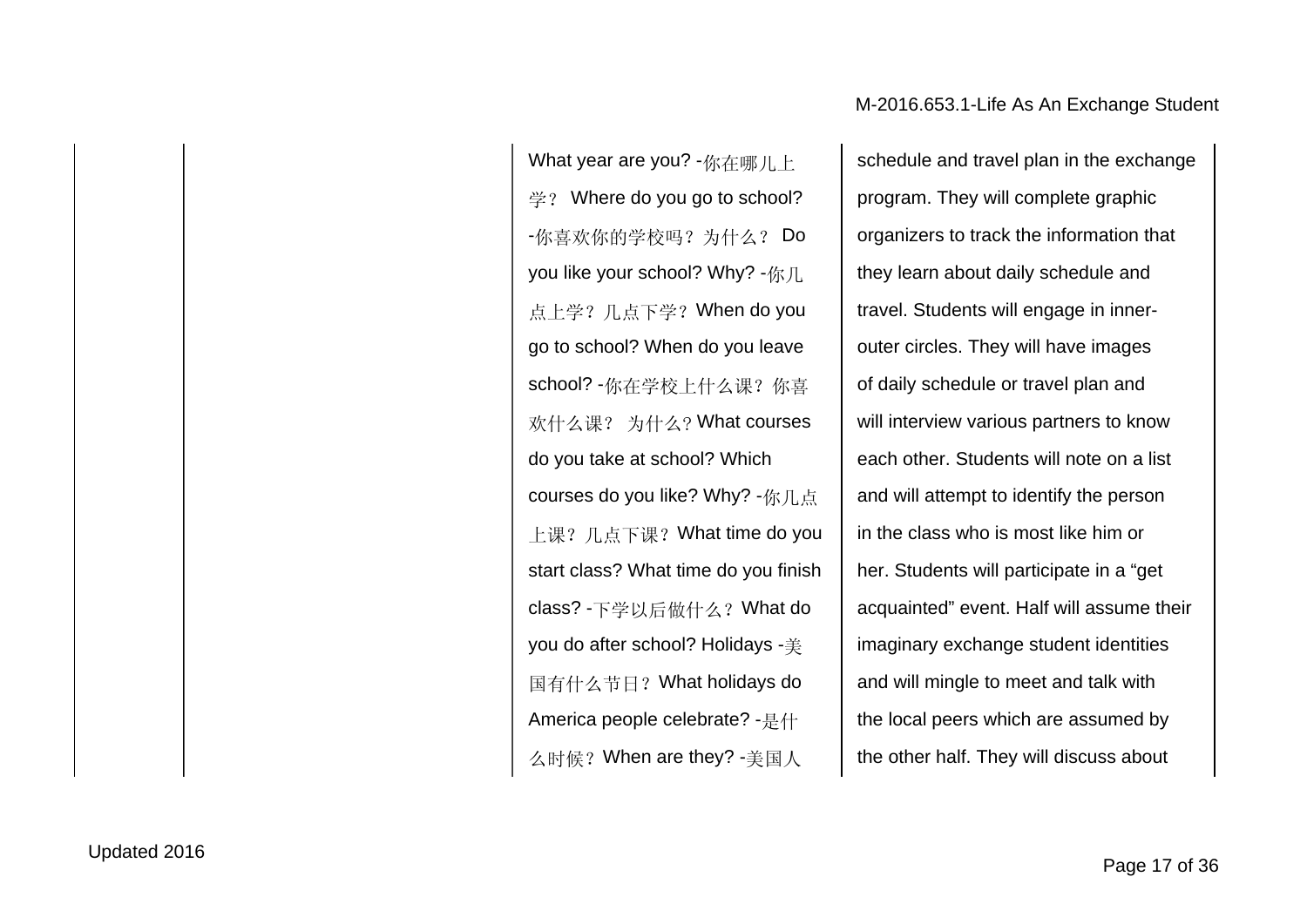|  |  |  |  |
|---|---|---|---|
|  |  | What year are you? -你在哪儿上学？ Where do you go to school? -你喜欢你的学校吗？为什么？ Do you like your school? Why? -你几点上学？几点下学？When do you go to school? When do you leave school? -你在学校上什么课？你喜欢什么课？ 为什么？What courses do you take at school? Which courses do you like? Why? -你几点上课？几点下课？What time do you start class? What time do you finish class? -下学以后做什么？What do you do after school? Holidays -美国有什么节日？What holidays do America people celebrate? -是什么时候？When are they? -美国人 | schedule and travel plan in the exchange program. They will complete graphic organizers to track the information that they learn about daily schedule and travel. Students will engage in inner-outer circles. They will have images of daily schedule or travel plan and will interview various partners to know each other. Students will note on a list and will attempt to identify the person in the class who is most like him or her. Students will participate in a “get acquainted” event. Half will assume their imaginary exchange student identities and will mingle to meet and talk with the local peers which are assumed by the other half. They will discuss about |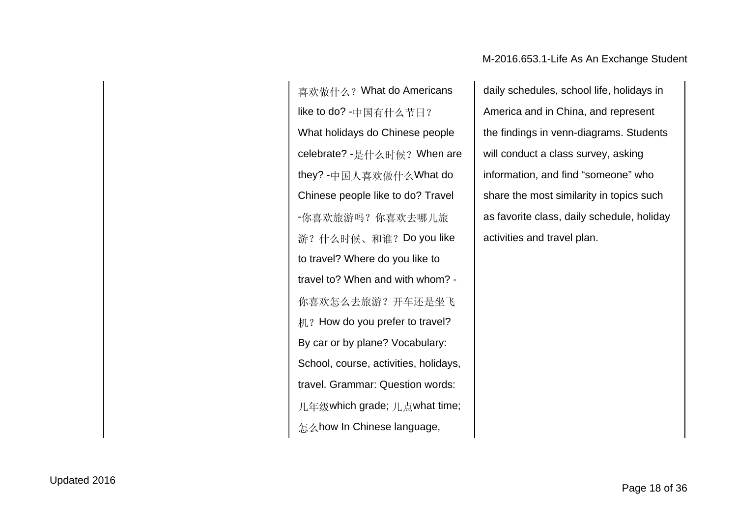| | | | |
|---|---|---|---|
| | | 喜欢做什么？What do Americans like to do? -中国有什么节日？What holidays do Chinese people celebrate? -是什么时候？When are they? -中国人喜欢做什么What do Chinese people like to do? Travel -你喜欢旅游吗？你喜欢去哪儿旅游？什么时候、和谁？Do you like to travel? Where do you like to travel to? When and with whom? - 你喜欢怎么去旅游？开车还是坐飞机？How do you prefer to travel? By car or by plane? Vocabulary: School, course, activities, holidays, travel. Grammar: Question words: 几年级which grade; 几点what time; 怎么how In Chinese language, | daily schedules, school life, holidays in America and in China, and represent the findings in venn-diagrams. Students will conduct a class survey, asking information, and find “someone” who share the most similarity in topics such as favorite class, daily schedule, holiday activities and travel plan. |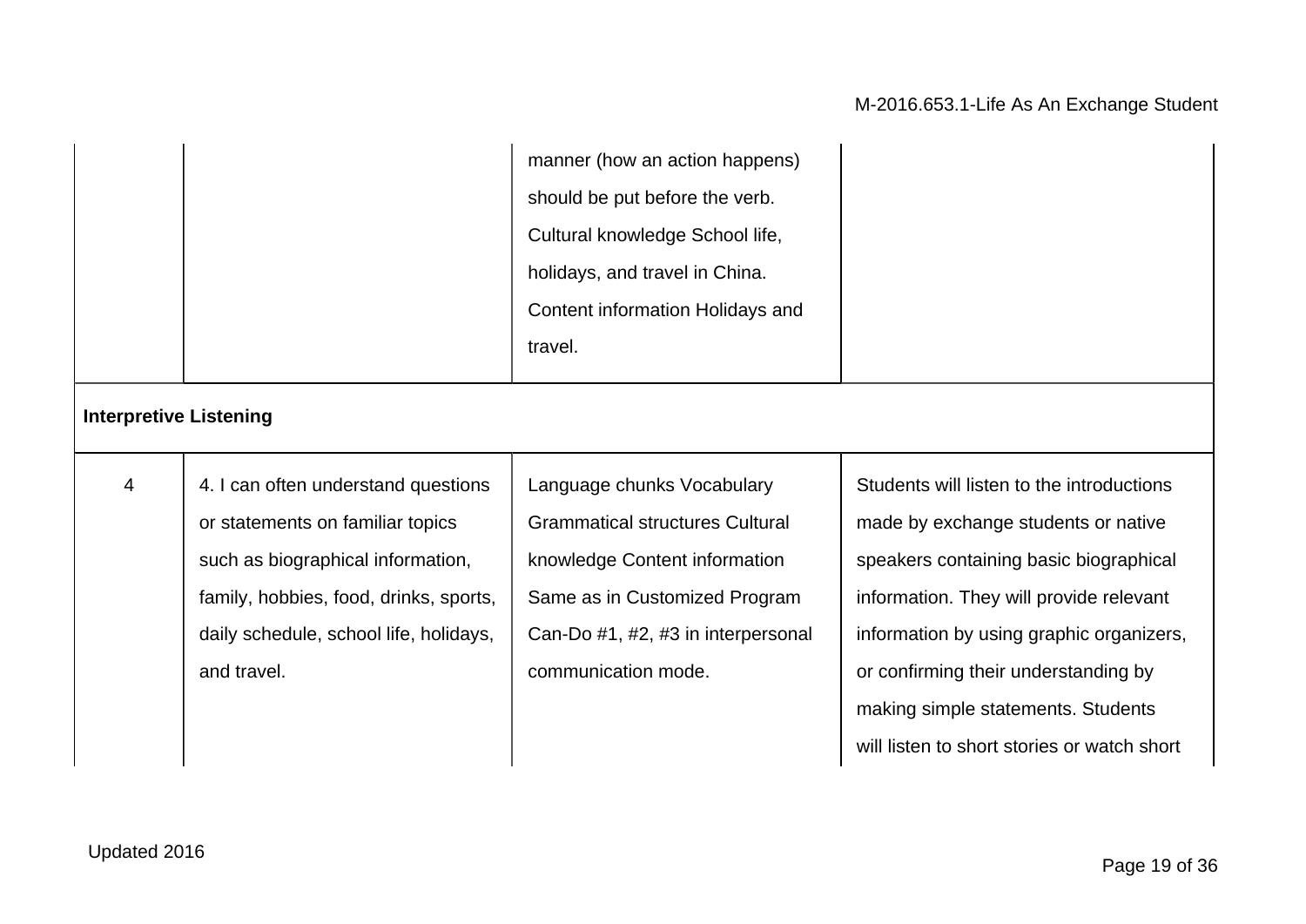| | | | |
|---|---|---|---|
| | | manner (how an action happens) should be put before the verb. Cultural knowledge School life, holidays, and travel in China. Content information Holidays and travel. | |
| **Interpretive Listening** | | | |
| 4 | 4. I can often understand questions or statements on familiar topics such as biographical information, family, hobbies, food, drinks, sports, daily schedule, school life, holidays, and travel. | Language chunks Vocabulary Grammatical structures Cultural knowledge Content information Same as in Customized Program Can-Do #1, #2, #3 in interpersonal communication mode. | Students will listen to the introductions made by exchange students or native speakers containing basic biographical information. They will provide relevant information by using graphic organizers, or confirming their understanding by making simple statements. Students will listen to short stories or watch short |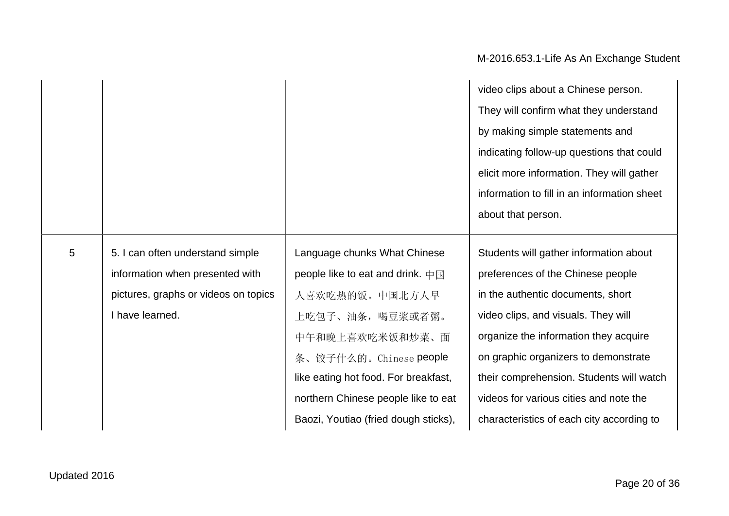| | | | |
|---|---|---|---|
| | | | video clips about a Chinese person. They will confirm what they understand by making simple statements and indicating follow-up questions that could elicit more information. They will gather information to fill in an information sheet about that person. |
| 5 | 5. I can often understand simple information when presented with pictures, graphs or videos on topics I have learned. | Language chunks What Chinese people like to eat and drink. 中国人喜欢吃热的饭。中国北方人早上吃包子、油条，喝豆浆或者粥。中午和晚上喜欢吃米饭和炒菜、面条、饺子什么的。Chinese people like eating hot food. For breakfast, northern Chinese people like to eat Baozi, Youtiao (fried dough sticks), | Students will gather information about preferences of the Chinese people in the authentic documents, short video clips, and visuals. They will organize the information they acquire on graphic organizers to demonstrate their comprehension. Students will watch videos for various cities and note the characteristics of each city according to |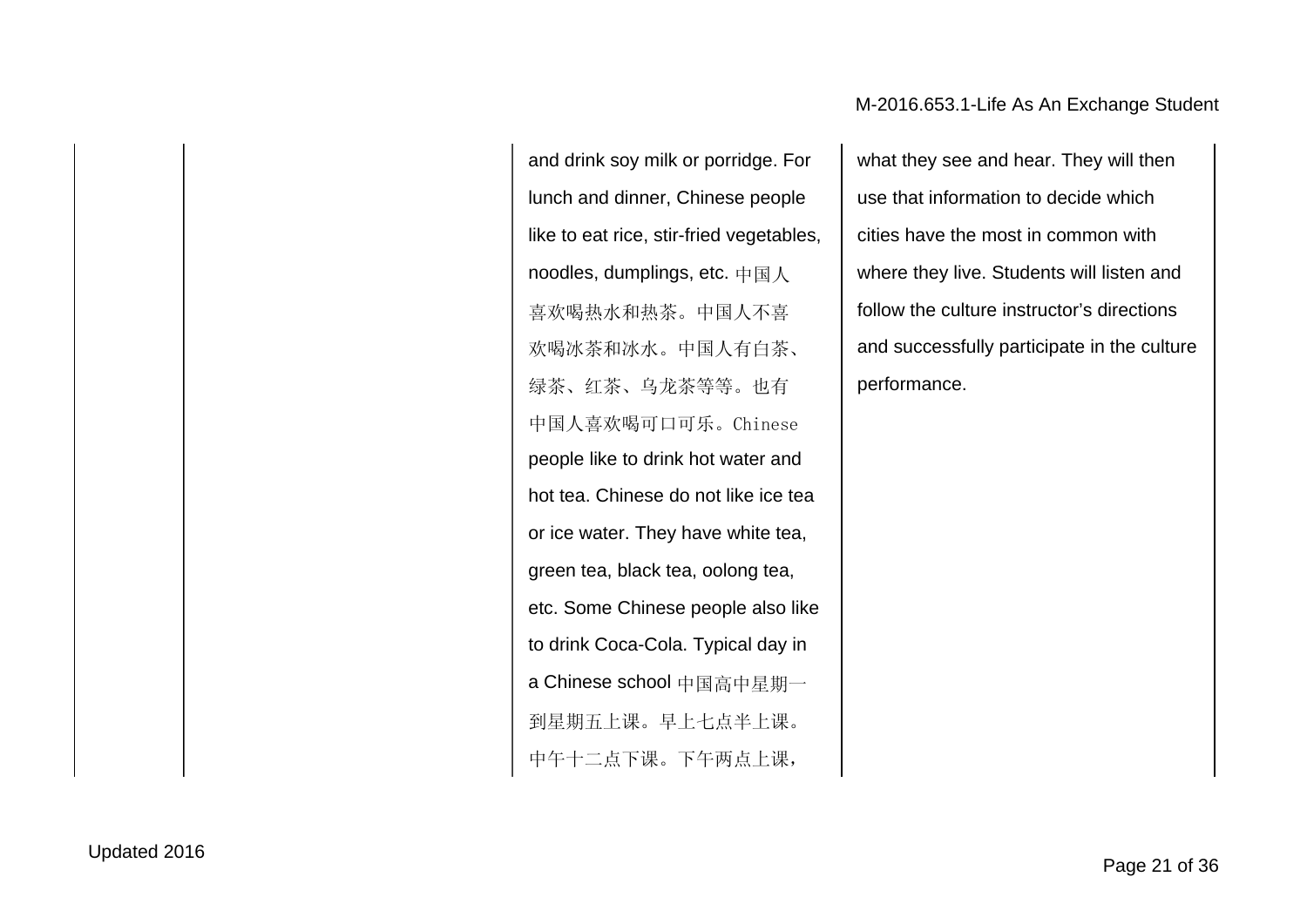| | | | |
|---|---|---|---|
| | | and drink soy milk or porridge. For lunch and dinner, Chinese people like to eat rice, stir-fried vegetables, noodles, dumplings, etc. 中国人喜欢喝热水和热茶。中国人不喜欢喝冰茶和冰水。中国人有白茶、绿茶、红茶、乌龙茶等等。也有中国人喜欢喝可口可乐。Chinese people like to drink hot water and hot tea. Chinese do not like ice tea or ice water. They have white tea, green tea, black tea, oolong tea, etc. Some Chinese people also like to drink Coca-Cola. Typical day in a Chinese school 中国高中星期一到星期五上课。早上七点半上课。中午十二点下课。下午两点上课， | what they see and hear. They will then use that information to decide which cities have the most in common with where they live. Students will listen and follow the culture instructor's directions and successfully participate in the culture performance. |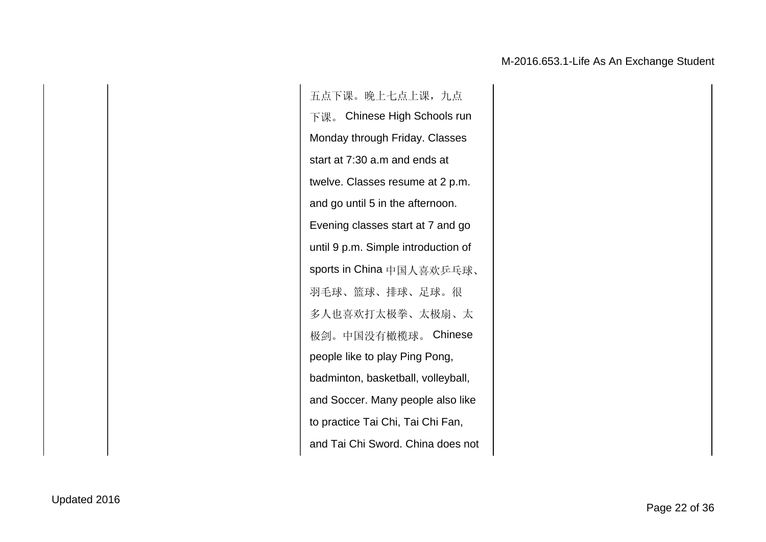| | | | |
|---|---|---|---|
| | | 五点下课。晚上七点上课，九点下课。 Chinese High Schools run Monday through Friday. Classes start at 7:30 a.m and ends at twelve. Classes resume at 2 p.m. and go until 5 in the afternoon. Evening classes start at 7 and go until 9 p.m. Simple introduction of sports in China 中国人喜欢乒乓球、羽毛球、篮球、排球、足球。很多人也喜欢打太极拳、太极扇、太极剑。中国没有橄榄球。 Chinese people like to play Ping Pong, badminton, basketball, volleyball, and Soccer. Many people also like to practice Tai Chi, Tai Chi Fan, and Tai Chi Sword. China does not | |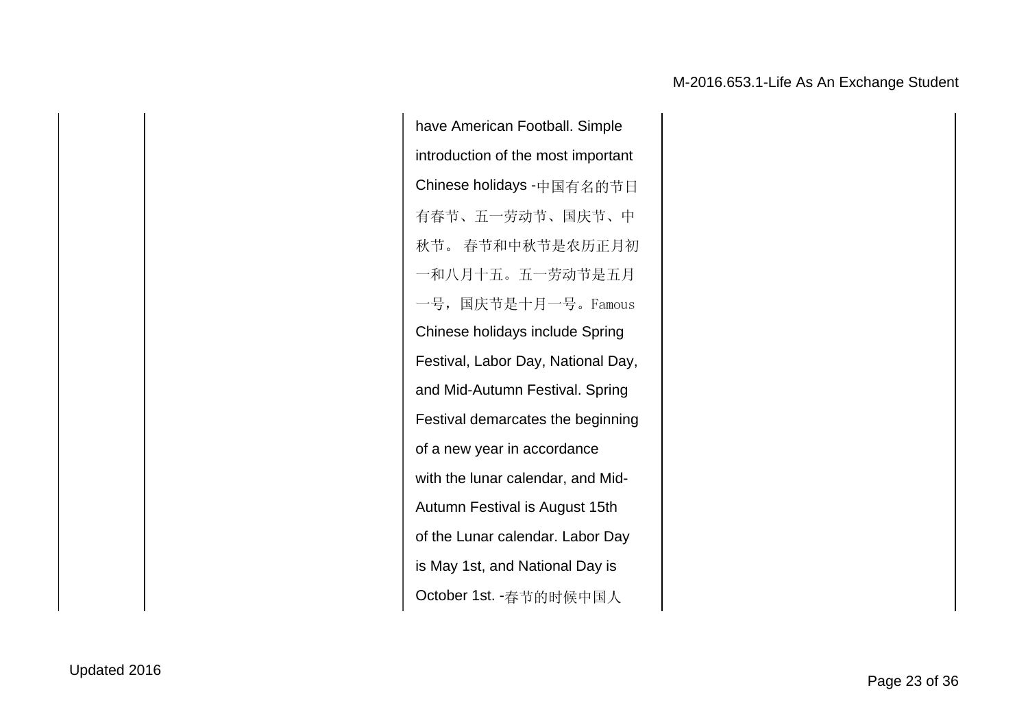|  |  |  |  |
|---|---|---|---|
|  |  | have American Football. Simple introduction of the most important Chinese holidays -中国有名的节日有春节、五一劳动节、国庆节、中秋节。 春节和中秋节是农历正月初一和八月十五。五一劳动节是五月一号，国庆节是十月一号。Famous Chinese holidays include Spring Festival, Labor Day, National Day, and Mid-Autumn Festival. Spring Festival demarcates the beginning of a new year in accordance with the lunar calendar, and Mid-Autumn Festival is August 15th of the Lunar calendar. Labor Day is May 1st, and National Day is October 1st. -春节的时候中国人 |  |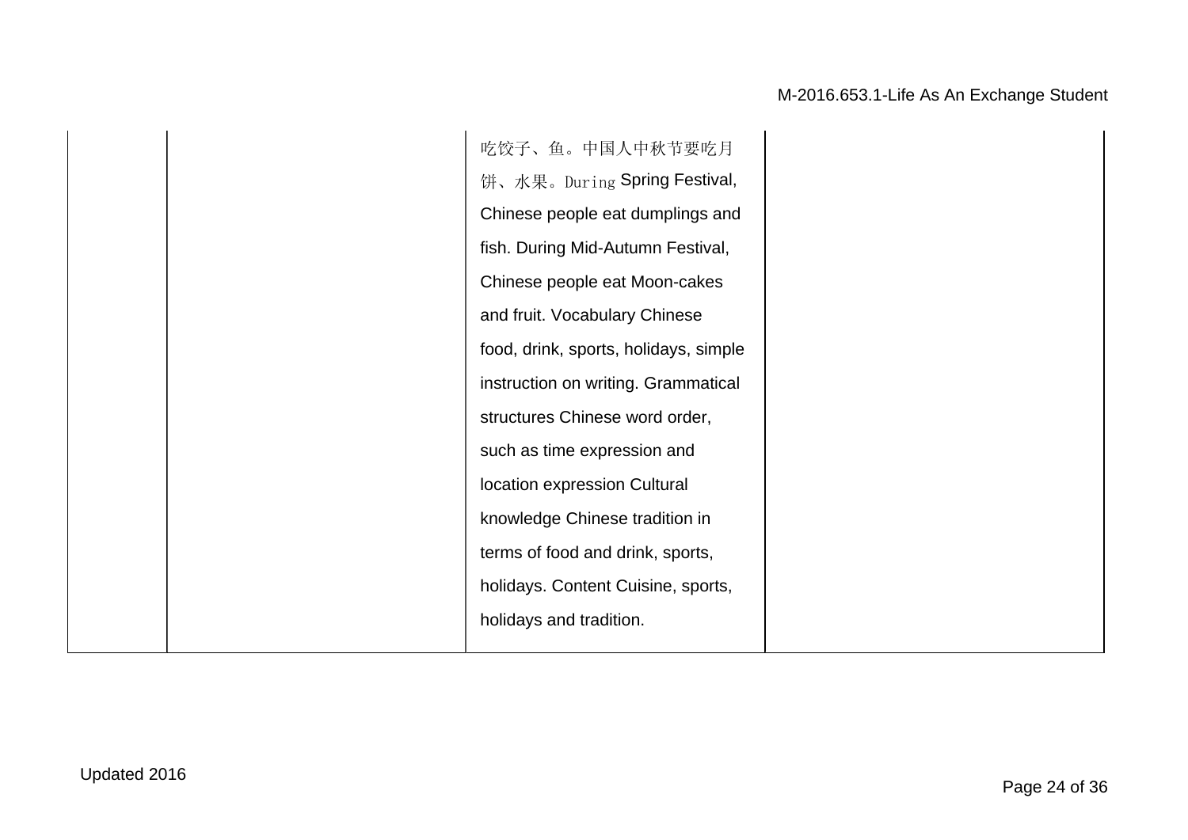|  |  | 吃饺子、鱼。中国人中秋节要吃月饼、水果。During Spring Festival, Chinese people eat dumplings and fish. During Mid-Autumn Festival, Chinese people eat Moon-cakes and fruit. Vocabulary Chinese food, drink, sports, holidays, simple instruction on writing. Grammatical structures Chinese word order, such as time expression and location expression Cultural knowledge Chinese tradition in terms of food and drink, sports, holidays. Content Cuisine, sports, holidays and tradition. |  |
|---|---|---|---|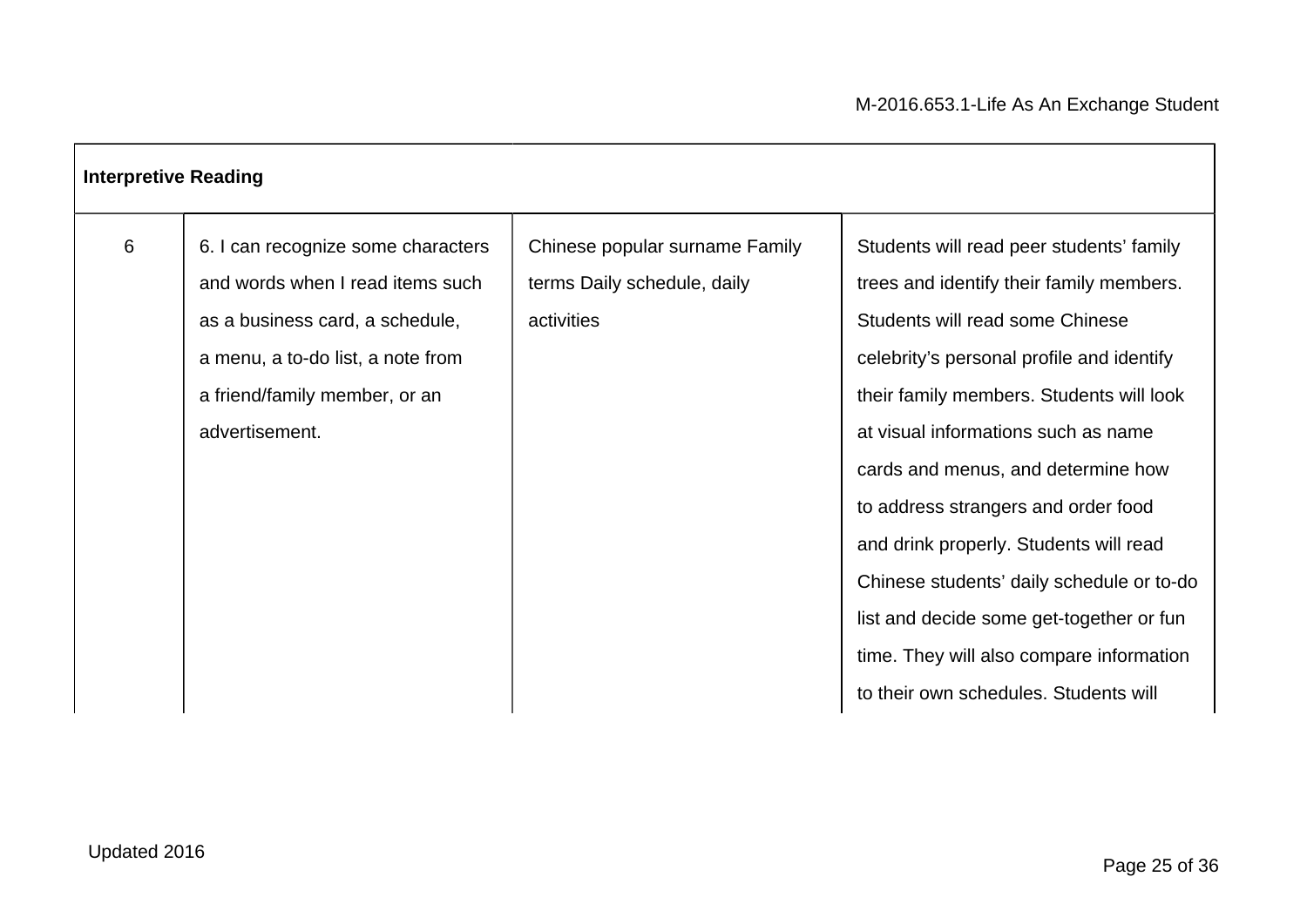| Interpretive Reading | | | |
|---|---|---|---|
| 6 | 6. I can recognize some characters and words when I read items such as a business card, a schedule, a menu, a to-do list, a note from a friend/family member, or an advertisement. | Chinese popular surname Family terms Daily schedule, daily activities | Students will read peer students' family trees and identify their family members. Students will read some Chinese celebrity's personal profile and identify their family members. Students will look at visual informations such as name cards and menus, and determine how to address strangers and order food and drink properly. Students will read Chinese students' daily schedule or to-do list and decide some get-together or fun time. They will also compare information to their own schedules. Students will |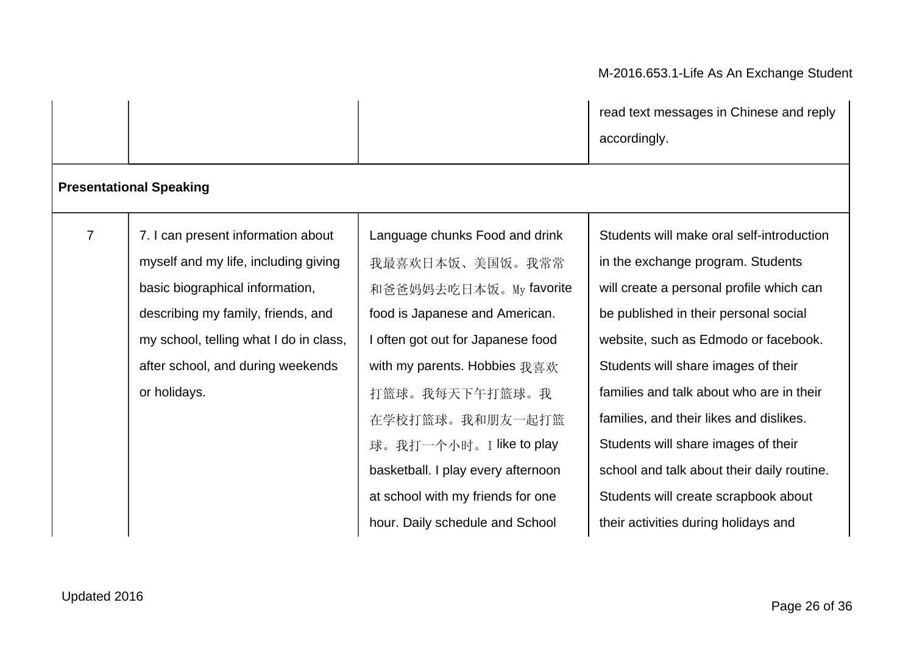| | | | |
|---|---|---|---|
| | | | read text messages in Chinese and reply accordingly. |
| **Presentational Speaking** | | | |
| 7 | 7. I can present information about myself and my life, including giving basic biographical information, describing my family, friends, and my school, telling what I do in class, after school, and during weekends or holidays. | Language chunks Food and drink 我最喜欢日本饭、美国饭。我常常和爸爸妈妈去吃日本饭。My favorite food is Japanese and American. I often got out for Japanese food with my parents. Hobbies 我喜欢打篮球。我每天下午打篮球。我在学校打篮球。我和朋友一起打篮球。我打一个小时。I like to play basketball. I play every afternoon at school with my friends for one hour. Daily schedule and School | Students will make oral self-introduction in the exchange program. Students will create a personal profile which can be published in their personal social website, such as Edmodo or facebook. Students will share images of their families and talk about who are in their families, and their likes and dislikes. Students will share images of their school and talk about their daily routine. Students will create scrapbook about their activities during holidays and |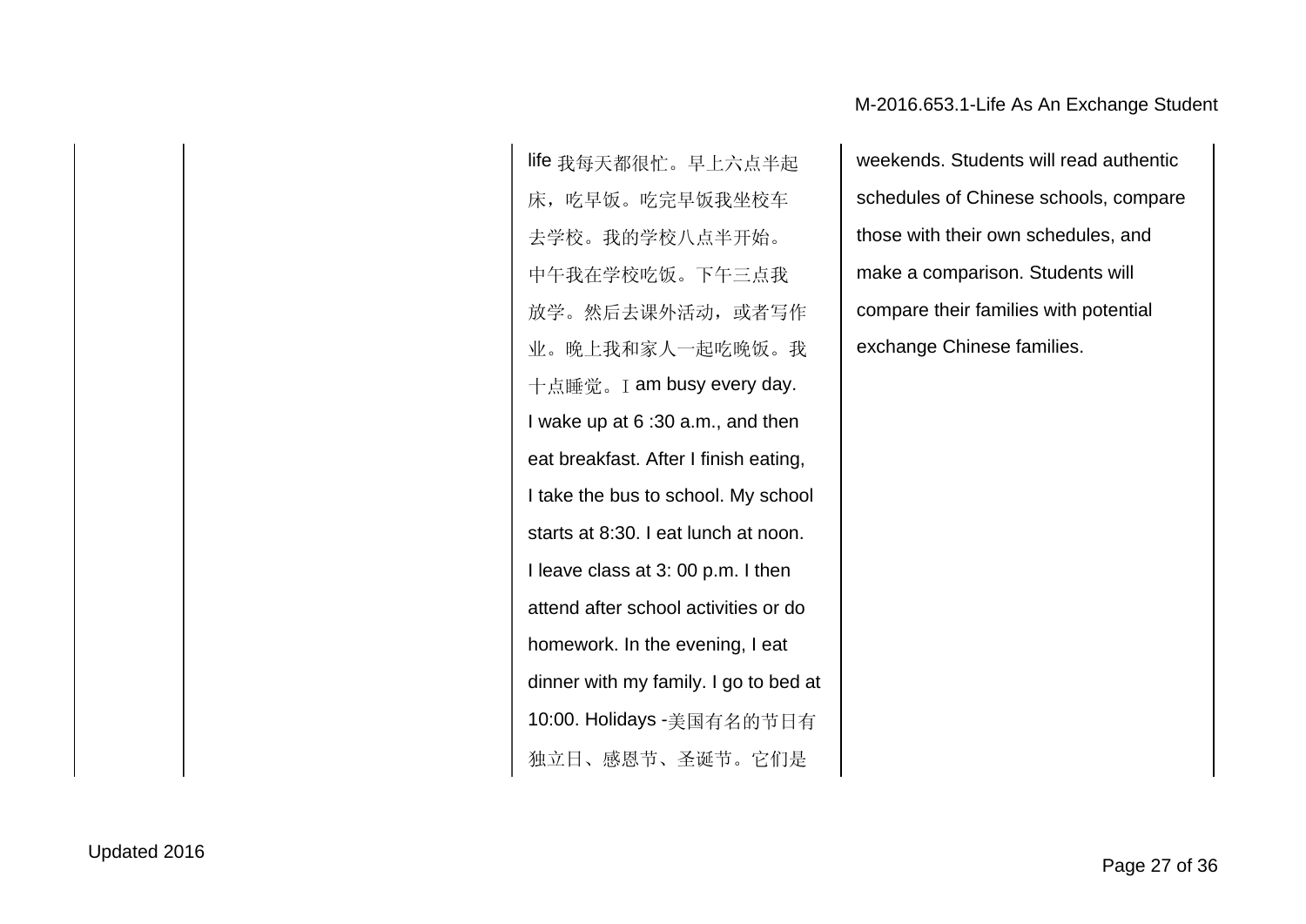|  |  |  |  |
|---|---|---|---|
|  |  | life 我每天都很忙。早上六点半起床，吃早饭。吃完早饭我坐校车去学校。我的学校八点半开始。中午我在学校吃饭。下午三点我放学。然后去课外活动，或者写作业。晚上我和家人一起吃晚饭。我十点睡觉。I am busy every day. I wake up at 6 :30 a.m., and then eat breakfast. After I finish eating, I take the bus to school. My school starts at 8:30. I eat lunch at noon. I leave class at 3: 00 p.m. I then attend after school activities or do homework. In the evening, I eat dinner with my family. I go to bed at 10:00. Holidays -美国有名的节日有独立日、感恩节、圣诞节。它们是 | weekends. Students will read authentic schedules of Chinese schools, compare those with their own schedules, and make a comparison. Students will compare their families with potential exchange Chinese families. |

Updated 2016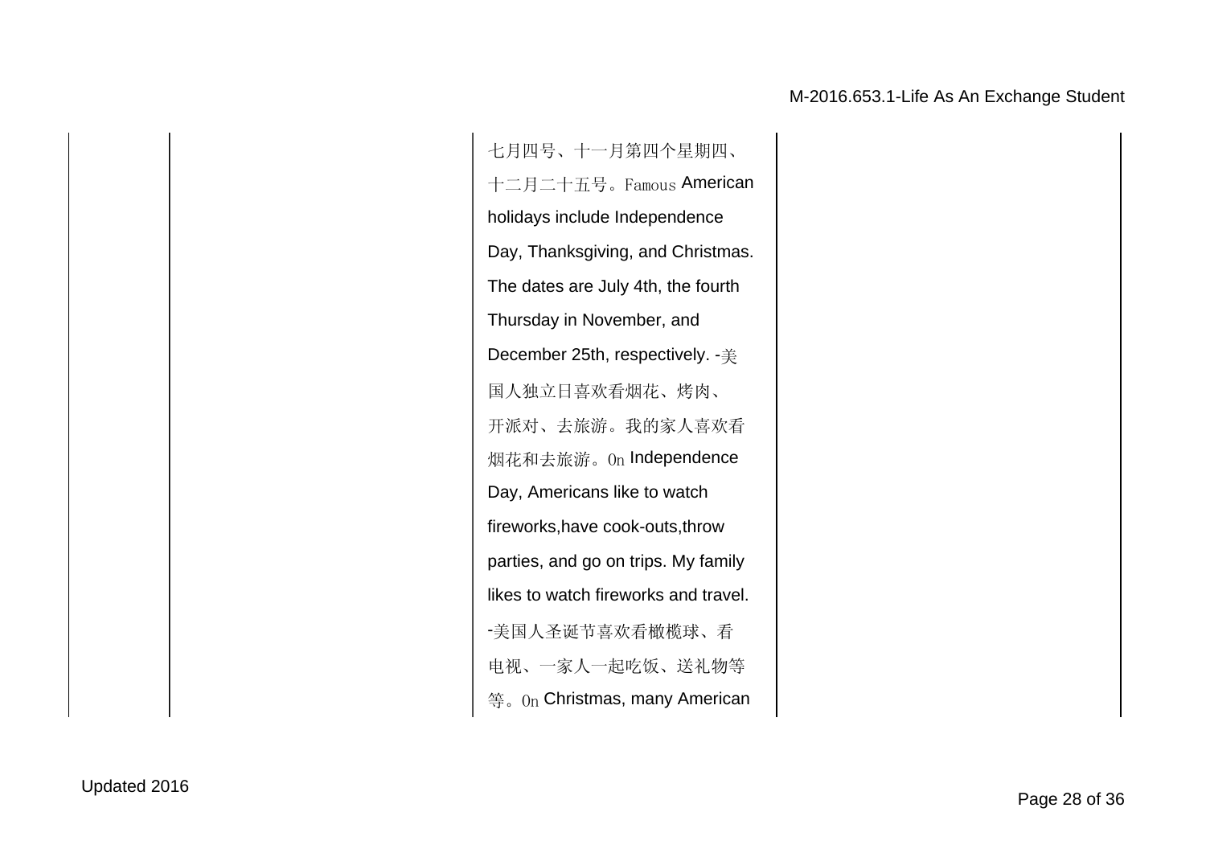|  |  |  |  |
|---|---|---|---|
|  |  | 七月四号、十一月第四个星期四、十二月二十五号。Famous American holidays include Independence Day, Thanksgiving, and Christmas. The dates are July 4th, the fourth Thursday in November, and December 25th, respectively. -美国人独立日喜欢看烟花、烤肉、开派对、去旅游。我的家人喜欢看烟花和去旅游。On Independence Day, Americans like to watch fireworks,have cook-outs,throw parties, and go on trips. My family likes to watch fireworks and travel. -美国人圣诞节喜欢看橄榄球、看电视、一家人一起吃饭、送礼物等等。On Christmas, many American |  |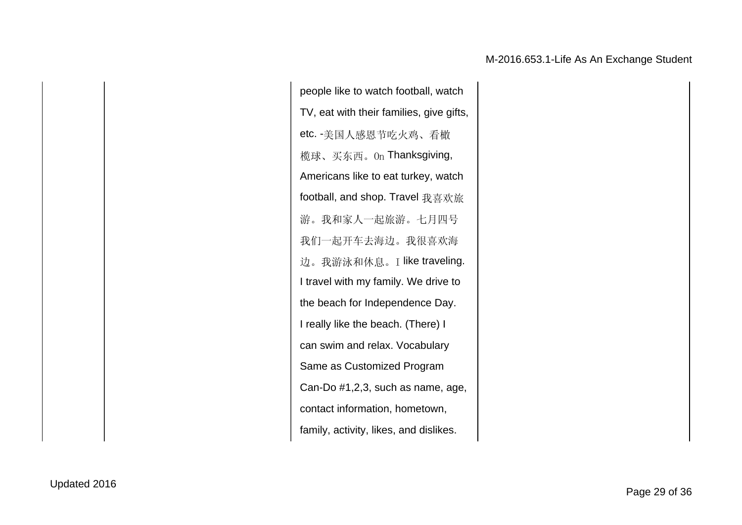| | | | |
|---|---|---|---|
| | | people like to watch football, watch TV, eat with their families, give gifts, etc. -美国人感恩节吃火鸡、看橄榄球、买东西。On Thanksgiving, Americans like to eat turkey, watch football, and shop. Travel 我喜欢旅游。我和家人一起旅游。七月四号我们一起开车去海边。我很喜欢海边。我游泳和休息。I like traveling. I travel with my family. We drive to the beach for Independence Day. I really like the beach. (There) I can swim and relax. Vocabulary Same as Customized Program Can-Do #1,2,3, such as name, age, contact information, hometown, family, activity, likes, and dislikes. | |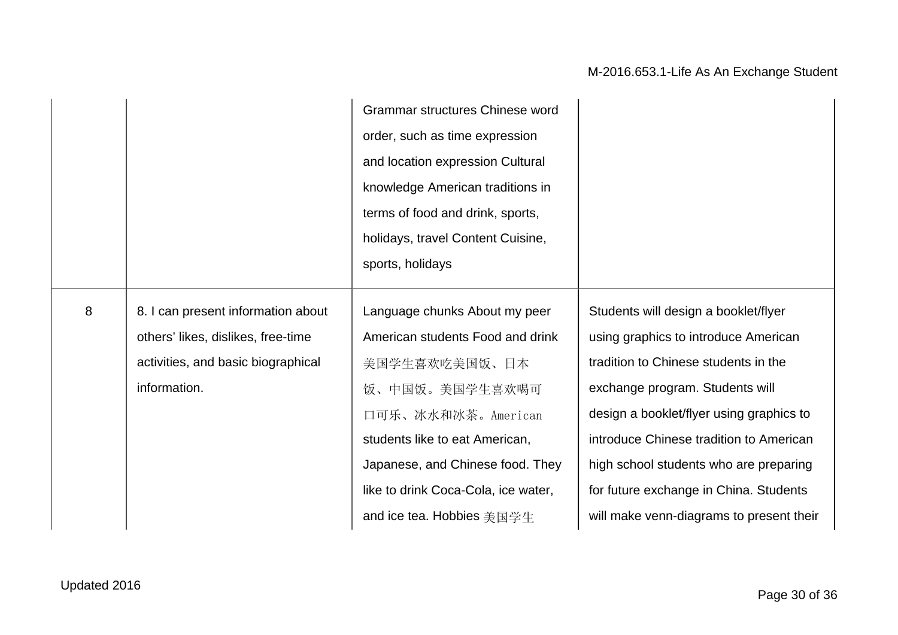| | | | |
|---|---|---|---|
| | | Grammar structures Chinese word order, such as time expression and location expression Cultural knowledge American traditions in terms of food and drink, sports, holidays, travel Content Cuisine, sports, holidays | |
| 8 | 8. I can present information about others' likes, dislikes, free-time activities, and basic biographical information. | Language chunks About my peer American students Food and drink 美国学生喜欢吃美国饭、日本饭、中国饭。美国学生喜欢喝可口可乐、冰水和冰茶。American students like to eat American, Japanese, and Chinese food. They like to drink Coca-Cola, ice water, and ice tea. Hobbies 美国学生 | Students will design a booklet/flyer using graphics to introduce American tradition to Chinese students in the exchange program. Students will design a booklet/flyer using graphics to introduce Chinese tradition to American high school students who are preparing for future exchange in China. Students will make venn-diagrams to present their |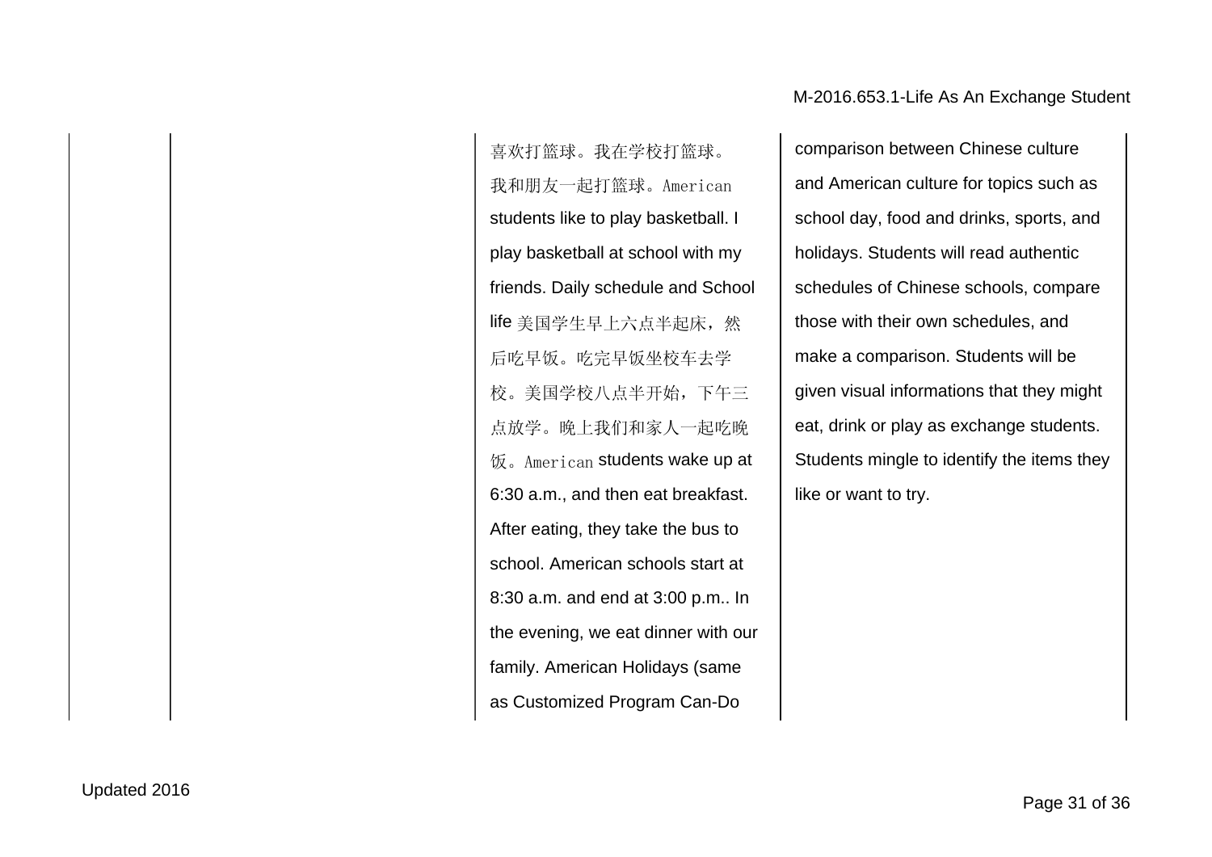|  |  | 喜欢打篮球。我在学校打篮球。我和朋友一起打篮球。American students like to play basketball. I play basketball at school with my friends. Daily schedule and School life 美国学生早上六点半起床，然后吃早饭。吃完早饭坐校车去学校。美国学校八点半开始，下午三点放学。晚上我们和家人一起吃晚饭。American students wake up at 6:30 a.m., and then eat breakfast. After eating, they take the bus to school. American schools start at 8:30 a.m. and end at 3:00 p.m.. In the evening, we eat dinner with our family. American Holidays (same as Customized Program Can-Do | comparison between Chinese culture and American culture for topics such as school day, food and drinks, sports, and holidays. Students will read authentic schedules of Chinese schools, compare those with their own schedules, and make a comparison. Students will be given visual informations that they might eat, drink or play as exchange students. Students mingle to identify the items they like or want to try. |
|---|---|---|---|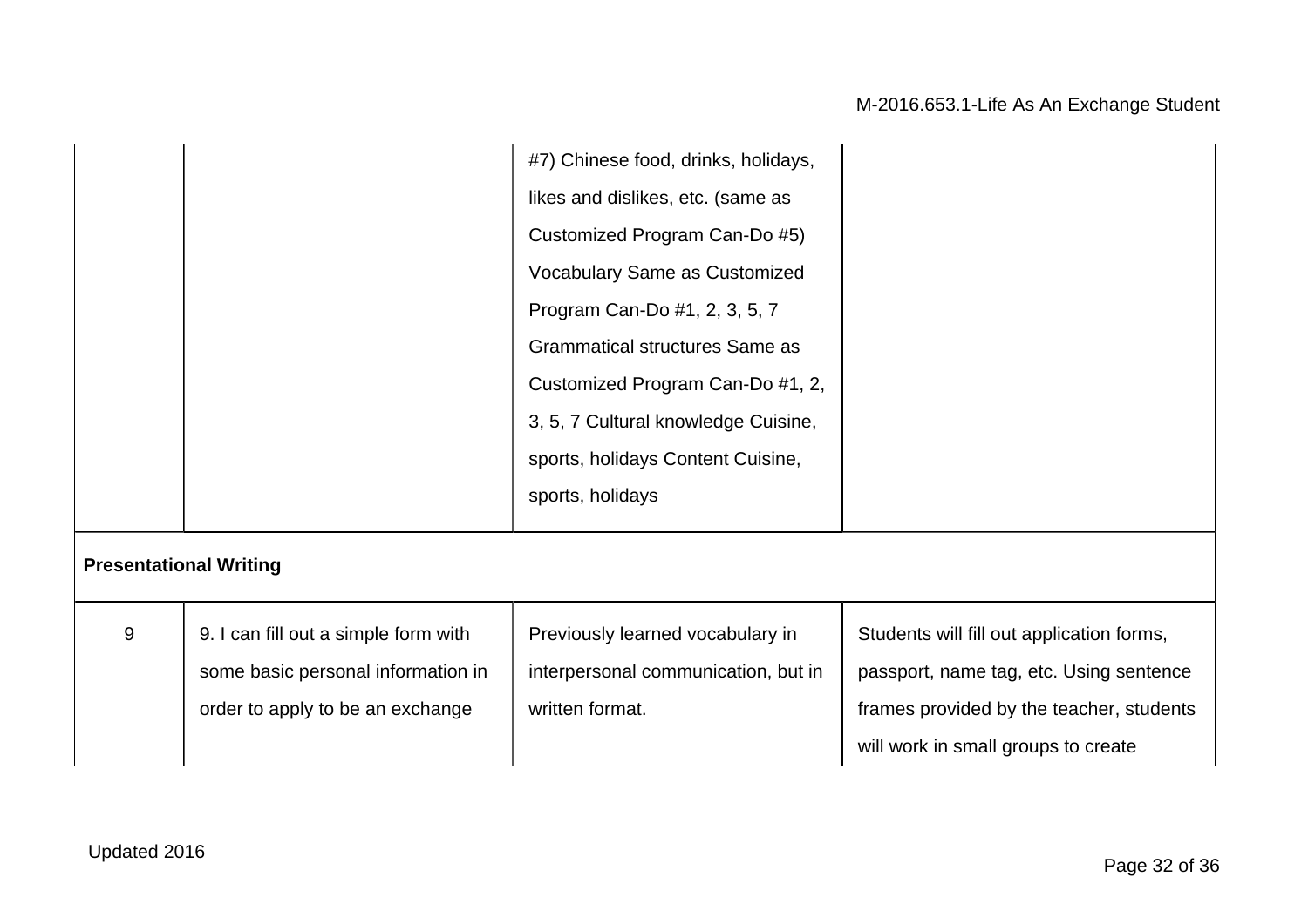| | | | |
|---|---|---|---|
| | | #7) Chinese food, drinks, holidays, likes and dislikes, etc. (same as Customized Program Can-Do #5) Vocabulary Same as Customized Program Can-Do #1, 2, 3, 5, 7 Grammatical structures Same as Customized Program Can-Do #1, 2, 3, 5, 7 Cultural knowledge Cuisine, sports, holidays Content Cuisine, sports, holidays | |
| **Presentational Writing** | | | |
| 9 | 9. I can fill out a simple form with some basic personal information in order to apply to be an exchange | Previously learned vocabulary in interpersonal communication, but in written format. | Students will fill out application forms, passport, name tag, etc. Using sentence frames provided by the teacher, students will work in small groups to create |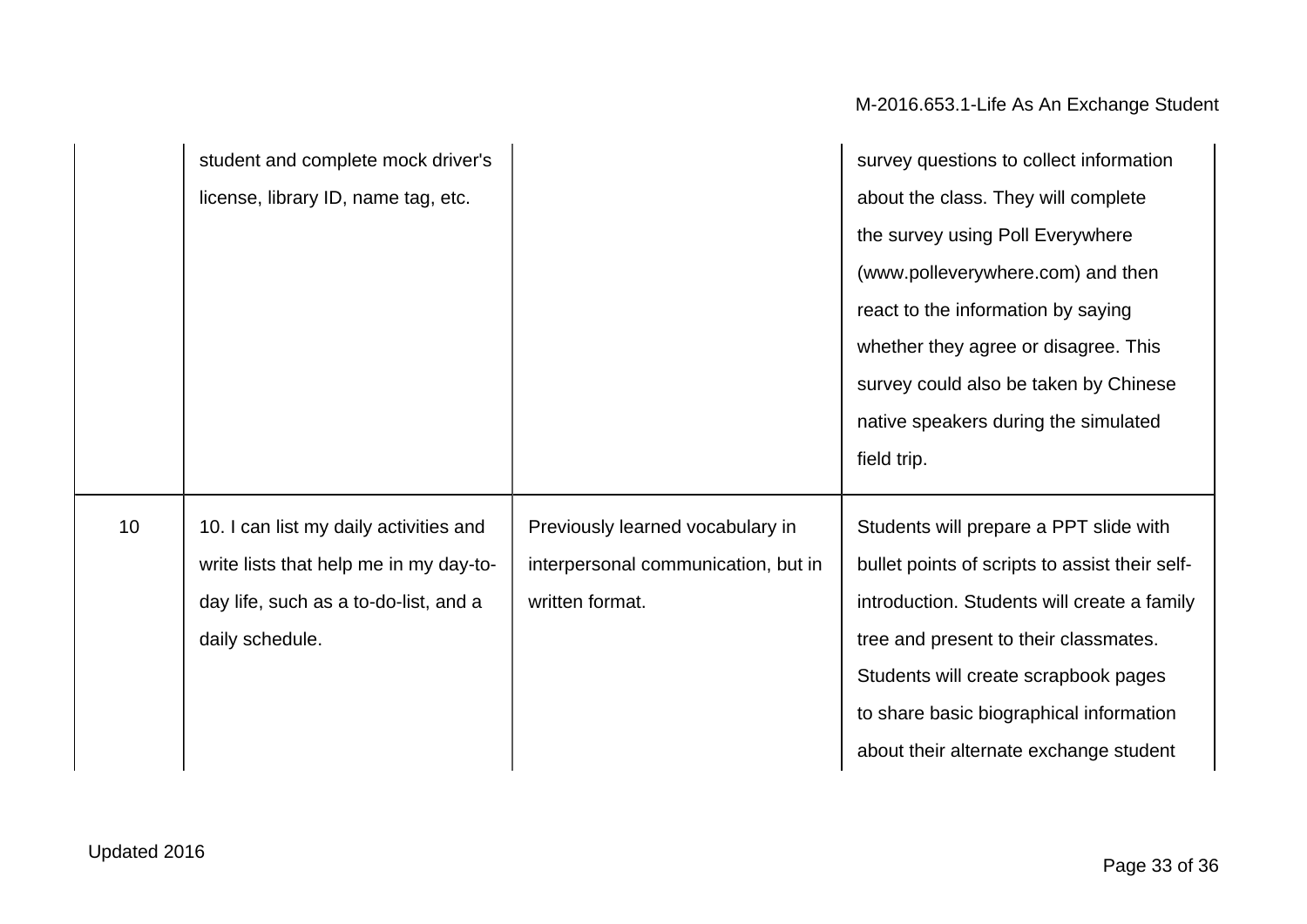|  |  |  |  |
|---|---|---|---|
|  | student and complete mock driver's license, library ID, name tag, etc. |  | survey questions to collect information about the class. They will complete the survey using Poll Everywhere (www.polleverywhere.com) and then react to the information by saying whether they agree or disagree. This survey could also be taken by Chinese native speakers during the simulated field trip. |
| 10 | 10. I can list my daily activities and write lists that help me in my day-to-day life, such as a to-do-list, and a daily schedule. | Previously learned vocabulary in interpersonal communication, but in written format. | Students will prepare a PPT slide with bullet points of scripts to assist their self-introduction. Students will create a family tree and present to their classmates. Students will create scrapbook pages to share basic biographical information about their alternate exchange student |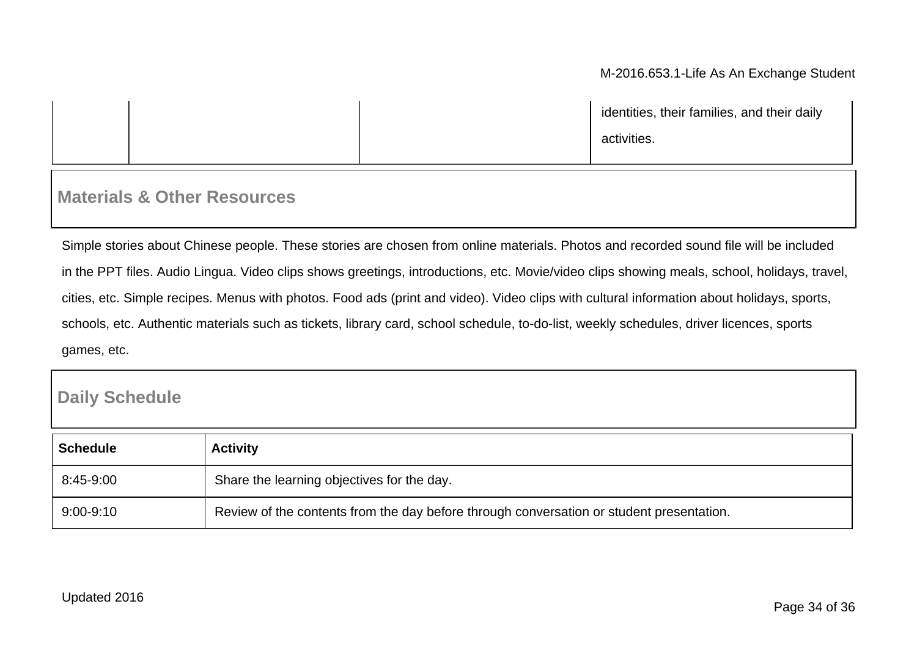| | | | identities, their families, and their daily activities. |
|---|---|---|---|

## Materials & Other Resources

Simple stories about Chinese people. These stories are chosen from online materials. Photos and recorded sound file will be included in the PPT files. Audio Lingua. Video clips shows greetings, introductions, etc. Movie/video clips showing meals, school, holidays, travel, cities, etc. Simple recipes. Menus with photos. Food ads (print and video). Video clips with cultural information about holidays, sports, schools, etc. Authentic materials such as tickets, library card, school schedule, to-do-list, weekly schedules, driver licences, sports games, etc.

## Daily Schedule

| Schedule | Activity |
|---|---|
| 8:45-9:00 | Share the learning objectives for the day. |
| 9:00-9:10 | Review of the contents from the day before through conversation or student presentation. |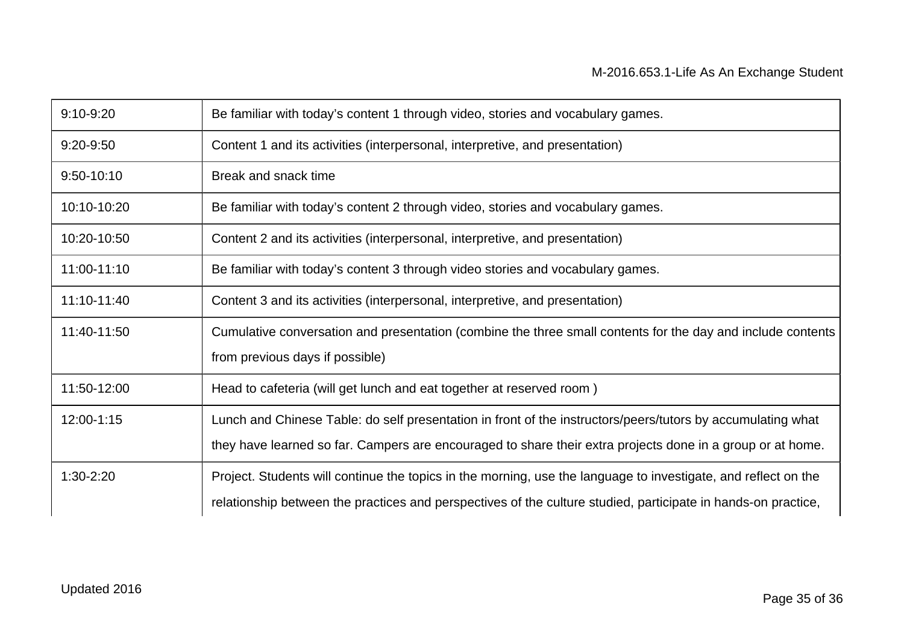| | |
|---|---|
| 9:10-9:20 | Be familiar with today's content 1 through video, stories and vocabulary games. |
| 9:20-9:50 | Content 1 and its activities (interpersonal, interpretive, and presentation) |
| 9:50-10:10 | Break and snack time |
| 10:10-10:20 | Be familiar with today's content 2 through video, stories and vocabulary games. |
| 10:20-10:50 | Content 2 and its activities (interpersonal, interpretive, and presentation) |
| 11:00-11:10 | Be familiar with today's content 3 through video stories and vocabulary games. |
| 11:10-11:40 | Content 3 and its activities (interpersonal, interpretive, and presentation) |
| 11:40-11:50 | Cumulative conversation and presentation (combine the three small contents for the day and include contents from previous days if possible) |
| 11:50-12:00 | Head to cafeteria (will get lunch and eat together at reserved room ) |
| 12:00-1:15 | Lunch and Chinese Table: do self presentation in front of the instructors/peers/tutors by accumulating what they have learned so far. Campers are encouraged to share their extra projects done in a group or at home. |
| 1:30-2:20 | Project. Students will continue the topics in the morning, use the language to investigate, and reflect on the relationship between the practices and perspectives of the culture studied, participate in hands-on practice, |

Updated 2016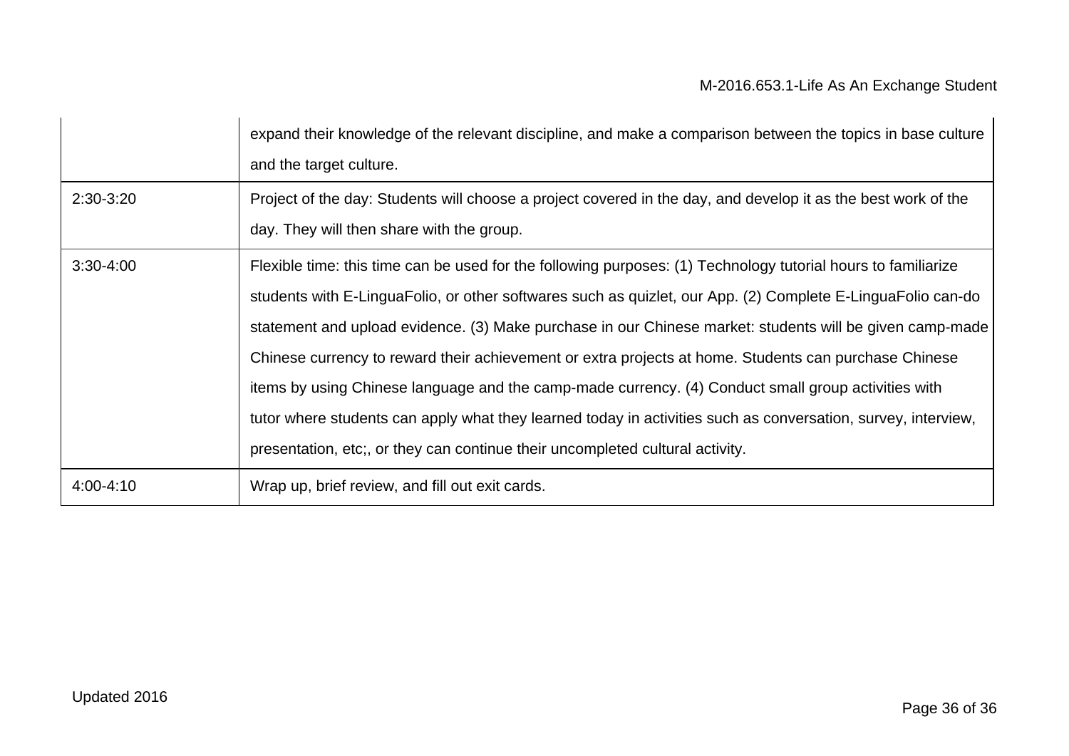| | |
|---|---|
| | expand their knowledge of the relevant discipline, and make a comparison between the topics in base culture and the target culture. |
| 2:30-3:20 | Project of the day: Students will choose a project covered in the day, and develop it as the best work of the day. They will then share with the group. |
| 3:30-4:00 | Flexible time: this time can be used for the following purposes: (1) Technology tutorial hours to familiarize students with E-LinguaFolio, or other softwares such as quizlet, our App. (2) Complete E-LinguaFolio can-do statement and upload evidence. (3) Make purchase in our Chinese market: students will be given camp-made Chinese currency to reward their achievement or extra projects at home. Students can purchase Chinese items by using Chinese language and the camp-made currency. (4) Conduct small group activities with tutor where students can apply what they learned today in activities such as conversation, survey, interview, presentation, etc;, or they can continue their uncompleted cultural activity. |
| 4:00-4:10 | Wrap up, brief review, and fill out exit cards. |